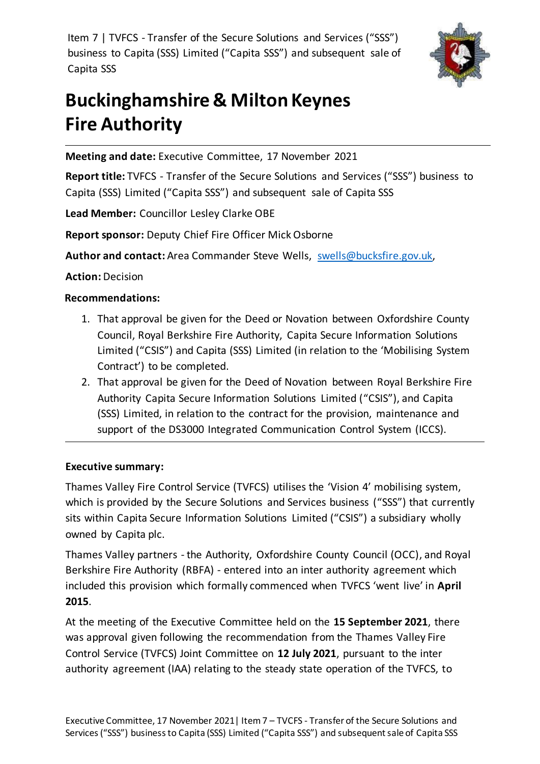Item 7 | TVFCS - Transfer of the Secure Solutions and Services ("SSS") business to Capita (SSS) Limited ("Capita SSS") and subsequent sale of Capita SSS

# Buckinghamshire & Milton Keynes Fire Authority

**Meeting and date:** Executive Committee, 17 November 2021

**Report title:** TVFCS - Transfer of the Secure Solutions and Services ("SSS") business to Capita (SSS) Limited ("Capita SSS") and subsequent sale of Capita SSS

**Lead Member:** Councillor Lesley Clarke OBE

**Report sponsor:** Deputy Chief Fire Officer Mick Osborne

**Author and contact:** Area Commander Steve Wells, swells@bucksfire.gov.uk,

**Action:** Decision

**Recommendations:**

1. That approval be given for the Deed or Novation between Oxfordshire County Council, Royal Berkshire Fire Authority, Capita Secure Information Solutions Limited ("CSIS") and Capita (SSS) Limited (in relation to the 'Mobilising System Contract') to be completed.
2. That approval be given for the Deed of Novation between Royal Berkshire Fire Authority Capita Secure Information Solutions Limited ("CSIS"), and Capita (SSS) Limited, in relation to the contract for the provision, maintenance and support of the DS3000 Integrated Communication Control System (ICCS).

**Executive summary:**

Thames Valley Fire Control Service (TVFCS) utilises the 'Vision 4' mobilising system, which is provided by the Secure Solutions and Services business ("SSS") that currently sits within Capita Secure Information Solutions Limited ("CSIS") a subsidiary wholly owned by Capita plc.

Thames Valley partners - the Authority, Oxfordshire County Council (OCC), and Royal Berkshire Fire Authority (RBFA) - entered into an inter authority agreement which included this provision which formally commenced when TVFCS 'went live' in **April 2015**.

At the meeting of the Executive Committee held on the **15 September 2021**, there was approval given following the recommendation from the Thames Valley Fire Control Service (TVFCS) Joint Committee on **12 July 2021**, pursuant to the inter authority agreement (IAA) relating to the steady state operation of the TVFCS, to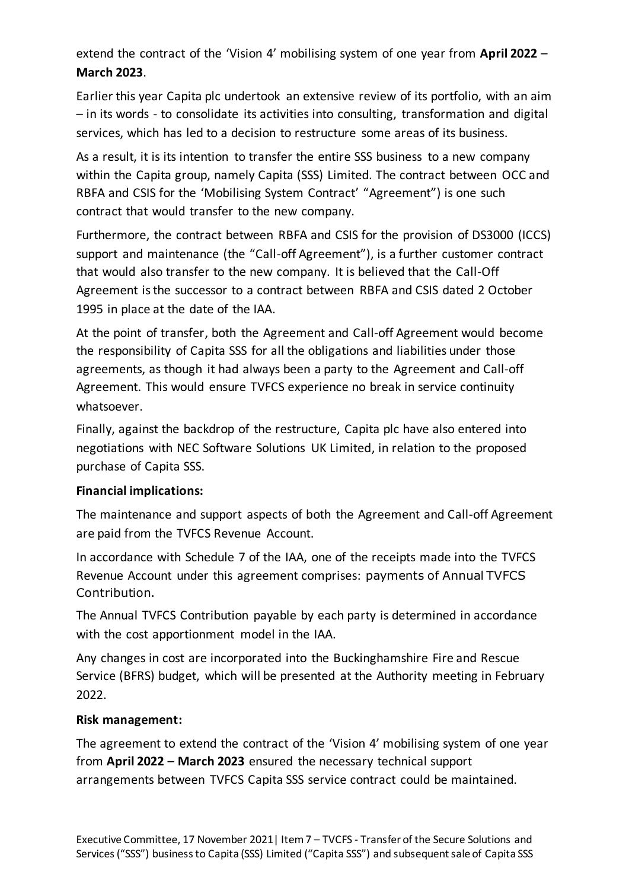extend the contract of the 'Vision 4' mobilising system of one year from **April 2022** – **March 2023**.

Earlier this year Capita plc undertook an extensive review of its portfolio, with an aim – in its words - to consolidate its activities into consulting, transformation and digital services, which has led to a decision to restructure some areas of its business.

As a result, it is its intention to transfer the entire SSS business to a new company within the Capita group, namely Capita (SSS) Limited. The contract between OCC and RBFA and CSIS for the 'Mobilising System Contract' "Agreement") is one such contract that would transfer to the new company.

Furthermore, the contract between RBFA and CSIS for the provision of DS3000 (ICCS) support and maintenance (the "Call-off Agreement"), is a further customer contract that would also transfer to the new company. It is believed that the Call-Off Agreement is the successor to a contract between RBFA and CSIS dated 2 October 1995 in place at the date of the IAA.

At the point of transfer, both the Agreement and Call-off Agreement would become the responsibility of Capita SSS for all the obligations and liabilities under those agreements, as though it had always been a party to the Agreement and Call-off Agreement. This would ensure TVFCS experience no break in service continuity whatsoever.

Finally, against the backdrop of the restructure, Capita plc have also entered into negotiations with NEC Software Solutions UK Limited, in relation to the proposed purchase of Capita SSS.

**Financial implications:**

The maintenance and support aspects of both the Agreement and Call-off Agreement are paid from the TVFCS Revenue Account.

In accordance with Schedule 7 of the IAA, one of the receipts made into the TVFCS Revenue Account under this agreement comprises: payments of Annual TVFCS Contribution.

The Annual TVFCS Contribution payable by each party is determined in accordance with the cost apportionment model in the IAA.

Any changes in cost are incorporated into the Buckinghamshire Fire and Rescue Service (BFRS) budget, which will be presented at the Authority meeting in February 2022.

**Risk management:**

The agreement to extend the contract of the 'Vision 4' mobilising system of one year from **April 2022** – **March 2023** ensured the necessary technical support arrangements between TVFCS Capita SSS service contract could be maintained.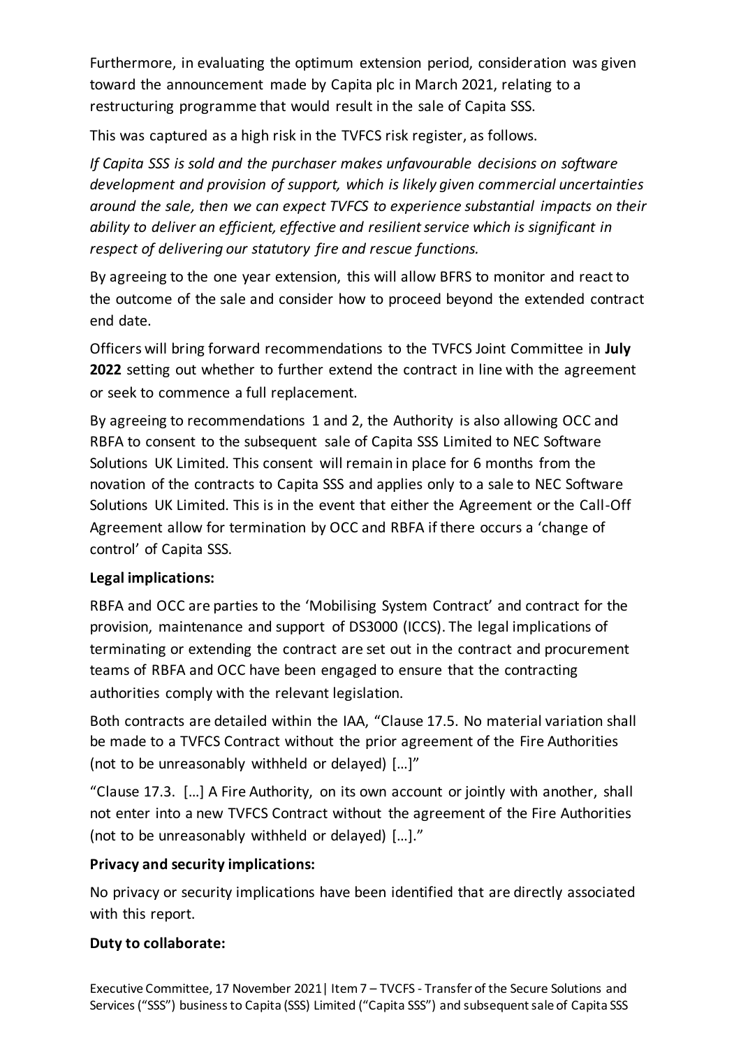Furthermore, in evaluating the optimum extension period, consideration was given toward the announcement made by Capita plc in March 2021, relating to a restructuring programme that would result in the sale of Capita SSS.

This was captured as a high risk in the TVFCS risk register, as follows.

*If Capita SSS is sold and the purchaser makes unfavourable decisions on software development and provision of support, which is likely given commercial uncertainties around the sale, then we can expect TVFCS to experience substantial impacts on their ability to deliver an efficient, effective and resilient service which is significant in respect of delivering our statutory fire and rescue functions.*

By agreeing to the one year extension, this will allow BFRS to monitor and react to the outcome of the sale and consider how to proceed beyond the extended contract end date.

Officers will bring forward recommendations to the TVFCS Joint Committee in **July 2022** setting out whether to further extend the contract in line with the agreement or seek to commence a full replacement.

By agreeing to recommendations 1 and 2, the Authority is also allowing OCC and RBFA to consent to the subsequent sale of Capita SSS Limited to NEC Software Solutions UK Limited. This consent will remain in place for 6 months from the novation of the contracts to Capita SSS and applies only to a sale to NEC Software Solutions UK Limited. This is in the event that either the Agreement or the Call-Off Agreement allow for termination by OCC and RBFA if there occurs a 'change of control' of Capita SSS.

**Legal implications:**

RBFA and OCC are parties to the 'Mobilising System Contract' and contract for the provision, maintenance and support of DS3000 (ICCS). The legal implications of terminating or extending the contract are set out in the contract and procurement teams of RBFA and OCC have been engaged to ensure that the contracting authorities comply with the relevant legislation.

Both contracts are detailed within the IAA, "Clause 17.5. No material variation shall be made to a TVFCS Contract without the prior agreement of the Fire Authorities (not to be unreasonably withheld or delayed) […]"

"Clause 17.3. […] A Fire Authority, on its own account or jointly with another, shall not enter into a new TVFCS Contract without the agreement of the Fire Authorities (not to be unreasonably withheld or delayed) […]."

**Privacy and security implications:**

No privacy or security implications have been identified that are directly associated with this report.

**Duty to collaborate:**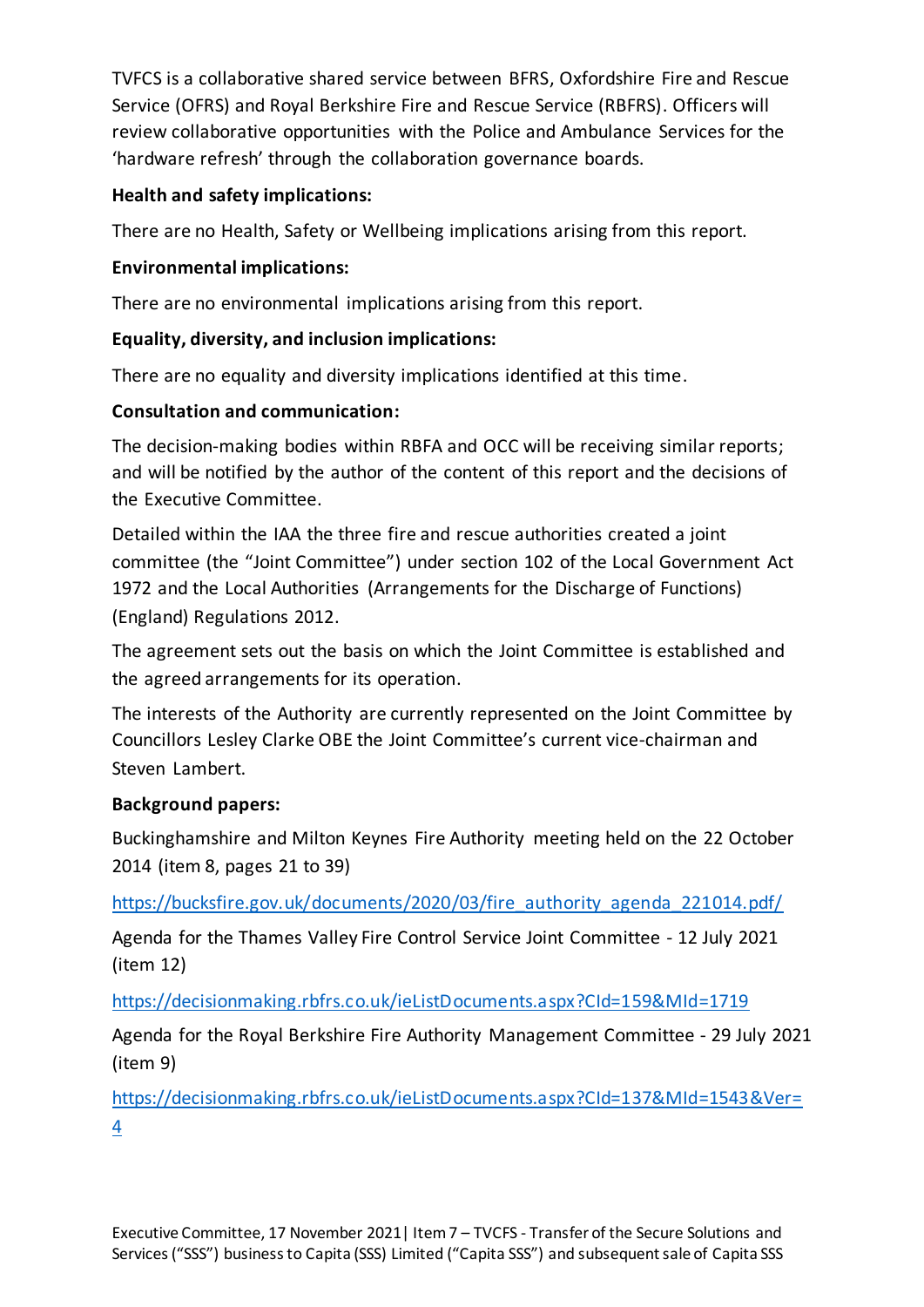TVFCS is a collaborative shared service between BFRS, Oxfordshire Fire and Rescue Service (OFRS) and Royal Berkshire Fire and Rescue Service (RBFRS). Officers will review collaborative opportunities with the Police and Ambulance Services for the 'hardware refresh' through the collaboration governance boards.

**Health and safety implications:**

There are no Health, Safety or Wellbeing implications arising from this report.

**Environmental implications:**

There are no environmental implications arising from this report.

**Equality, diversity, and inclusion implications:**

There are no equality and diversity implications identified at this time.

**Consultation and communication:**

The decision-making bodies within RBFA and OCC will be receiving similar reports; and will be notified by the author of the content of this report and the decisions of the Executive Committee.

Detailed within the IAA the three fire and rescue authorities created a joint committee (the "Joint Committee") under section 102 of the Local Government Act 1972 and the Local Authorities (Arrangements for the Discharge of Functions) (England) Regulations 2012.

The agreement sets out the basis on which the Joint Committee is established and the agreed arrangements for its operation.

The interests of the Authority are currently represented on the Joint Committee by Councillors Lesley Clarke OBE the Joint Committee's current vice-chairman and Steven Lambert.

**Background papers:**

Buckinghamshire and Milton Keynes Fire Authority meeting held on the 22 October 2014 (item 8, pages 21 to 39)

https://bucksfire.gov.uk/documents/2020/03/fire_authority_agenda_221014.pdf/

Agenda for the Thames Valley Fire Control Service Joint Committee - 12 July 2021 (item 12)

https://decisionmaking.rbfrs.co.uk/ieListDocuments.aspx?CId=159&MId=1719

Agenda for the Royal Berkshire Fire Authority Management Committee - 29 July 2021 (item 9)

https://decisionmaking.rbfrs.co.uk/ieListDocuments.aspx?CId=137&MId=1543&Ver=4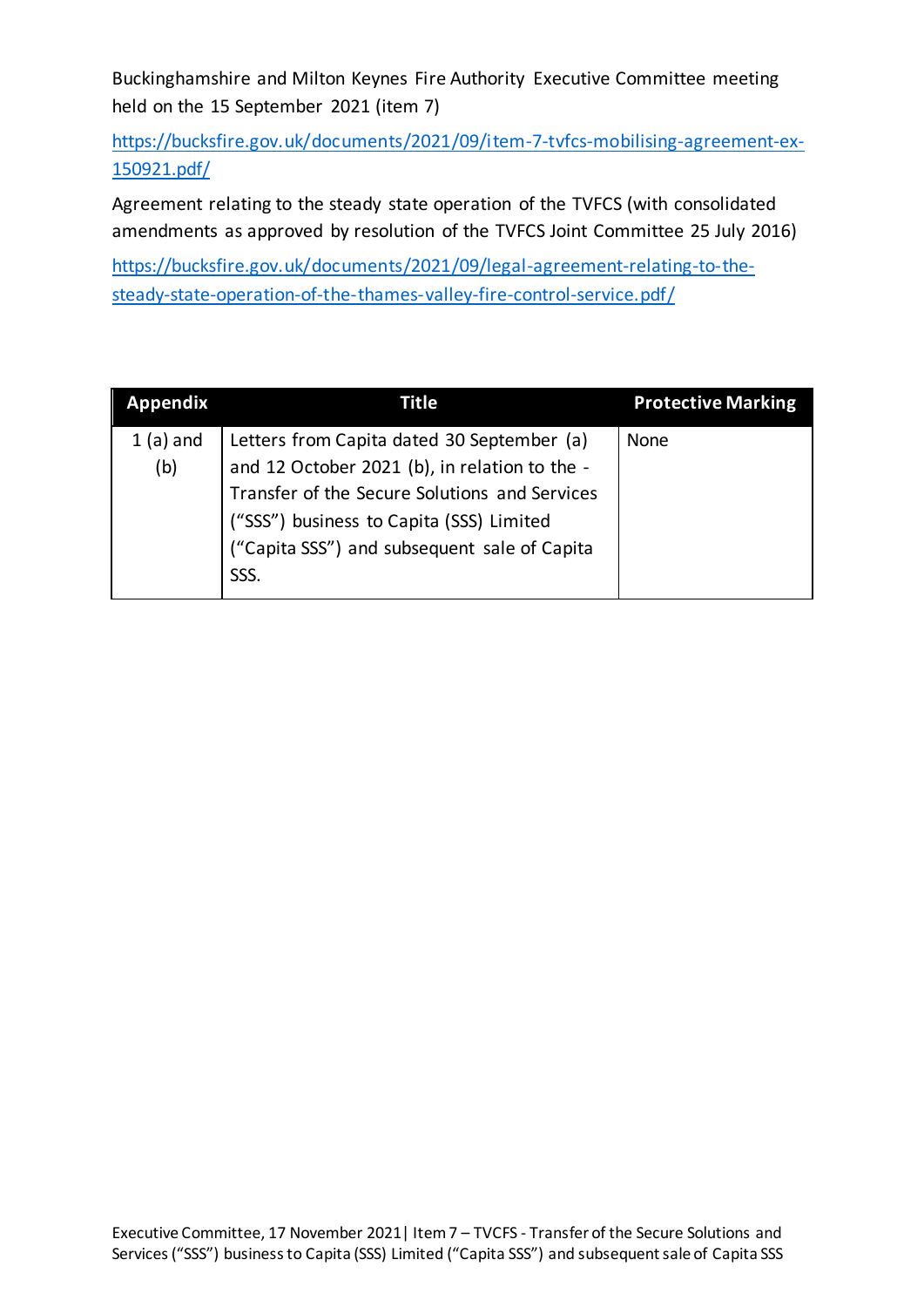Buckinghamshire and Milton Keynes Fire Authority Executive Committee meeting held on the 15 September 2021 (item 7)

https://bucksfire.gov.uk/documents/2021/09/item-7-tvfcs-mobilising-agreement-ex-150921.pdf/

Agreement relating to the steady state operation of the TVFCS (with consolidated amendments as approved by resolution of the TVFCS Joint Committee 25 July 2016)

https://bucksfire.gov.uk/documents/2021/09/legal-agreement-relating-to-the-steady-state-operation-of-the-thames-valley-fire-control-service.pdf/

| Appendix | Title | Protective Marking |
|---|---|---|
| 1 (a) and (b) | Letters from Capita dated 30 September (a) and 12 October 2021 (b), in relation to the - Transfer of the Secure Solutions and Services ("SSS") business to Capita (SSS) Limited ("Capita SSS") and subsequent sale of Capita SSS. | None |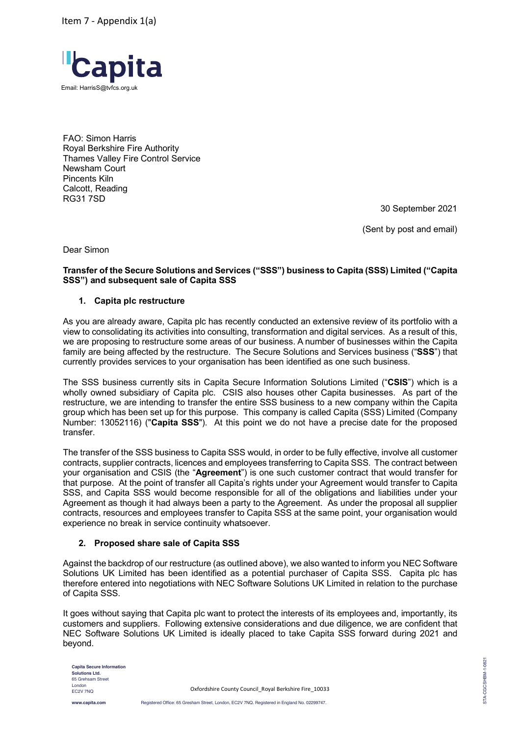Item 7 - Appendix 1(a)

Capita

Email: HarrisS@tvfcs.org.uk

FAO: Simon Harris
Royal Berkshire Fire Authority
Thames Valley Fire Control Service
Newsham Court
Pincents Kiln
Calcott, Reading
RG31 7SD

30 September 2021

(Sent by post and email)

Dear Simon

**Transfer of the Secure Solutions and Services ("SSS") business to Capita (SSS) Limited ("Capita SSS") and subsequent sale of Capita SSS**

1. **Capita plc restructure**

As you are already aware, Capita plc has recently conducted an extensive review of its portfolio with a view to consolidating its activities into consulting, transformation and digital services. As a result of this, we are proposing to restructure some areas of our business. A number of businesses within the Capita family are being affected by the restructure. The Secure Solutions and Services business ("**SSS**") that currently provides services to your organisation has been identified as one such business.

The SSS business currently sits in Capita Secure Information Solutions Limited ("**CSIS**") which is a wholly owned subsidiary of Capita plc. CSIS also houses other Capita businesses. As part of the restructure, we are intending to transfer the entire SSS business to a new company within the Capita group which has been set up for this purpose. This company is called Capita (SSS) Limited (Company Number: 13052116) ("**Capita SSS**"). At this point we do not have a precise date for the proposed transfer.

The transfer of the SSS business to Capita SSS would, in order to be fully effective, involve all customer contracts, supplier contracts, licences and employees transferring to Capita SSS. The contract between your organisation and CSIS (the "**Agreement**") is one such customer contract that would transfer for that purpose. At the point of transfer all Capita's rights under your Agreement would transfer to Capita SSS, and Capita SSS would become responsible for all of the obligations and liabilities under your Agreement as though it had always been a party to the Agreement. As under the proposal all supplier contracts, resources and employees transfer to Capita SSS at the same point, your organisation would experience no break in service continuity whatsoever.

2. **Proposed share sale of Capita SSS**

Against the backdrop of our restructure (as outlined above), we also wanted to inform you NEC Software Solutions UK Limited has been identified as a potential purchaser of Capita SSS. Capita plc has therefore entered into negotiations with NEC Software Solutions UK Limited in relation to the purchase of Capita SSS.

It goes without saying that Capita plc want to protect the interests of its employees and, importantly, its customers and suppliers. Following extensive considerations and due diligence, we are confident that NEC Software Solutions UK Limited is ideally placed to take Capita SSS forward during 2021 and beyond.

Capita Secure Information Solutions Ltd.
65 Grehsam Street
London
EC2V 7NQ

Oxfordshire County Council_Royal Berkshire Fire_10033

www.capita.com — Registered Office: 65 Gresham Street, London, EC2V 7NQ. Registered in England No. 02299747.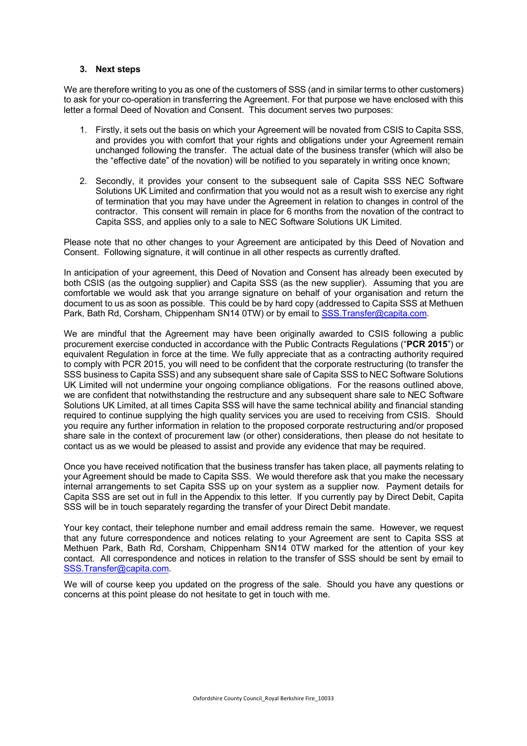### 3. Next steps

We are therefore writing to you as one of the customers of SSS (and in similar terms to other customers) to ask for your co-operation in transferring the Agreement. For that purpose we have enclosed with this letter a formal Deed of Novation and Consent. This document serves two purposes:

1. Firstly, it sets out the basis on which your Agreement will be novated from CSIS to Capita SSS, and provides you with comfort that your rights and obligations under your Agreement remain unchanged following the transfer. The actual date of the business transfer (which will also be the "effective date" of the novation) will be notified to you separately in writing once known;
2. Secondly, it provides your consent to the subsequent sale of Capita SSS NEC Software Solutions UK Limited and confirmation that you would not as a result wish to exercise any right of termination that you may have under the Agreement in relation to changes in control of the contractor. This consent will remain in place for 6 months from the novation of the contract to Capita SSS, and applies only to a sale to NEC Software Solutions UK Limited.

Please note that no other changes to your Agreement are anticipated by this Deed of Novation and Consent. Following signature, it will continue in all other respects as currently drafted.

In anticipation of your agreement, this Deed of Novation and Consent has already been executed by both CSIS (as the outgoing supplier) and Capita SSS (as the new supplier). Assuming that you are comfortable we would ask that you arrange signature on behalf of your organisation and return the document to us as soon as possible. This could be by hard copy (addressed to Capita SSS at Methuen Park, Bath Rd, Corsham, Chippenham SN14 0TW) or by email to SSS.Transfer@capita.com.

We are mindful that the Agreement may have been originally awarded to CSIS following a public procurement exercise conducted in accordance with the Public Contracts Regulations ("**PCR 2015**") or equivalent Regulation in force at the time. We fully appreciate that as a contracting authority required to comply with PCR 2015, you will need to be confident that the corporate restructuring (to transfer the SSS business to Capita SSS) and any subsequent share sale of Capita SSS to NEC Software Solutions UK Limited will not undermine your ongoing compliance obligations. For the reasons outlined above, we are confident that notwithstanding the restructure and any subsequent share sale to NEC Software Solutions UK Limited, at all times Capita SSS will have the same technical ability and financial standing required to continue supplying the high quality services you are used to receiving from CSIS. Should you require any further information in relation to the proposed corporate restructuring and/or proposed share sale in the context of procurement law (or other) considerations, then please do not hesitate to contact us as we would be pleased to assist and provide any evidence that may be required.

Once you have received notification that the business transfer has taken place, all payments relating to your Agreement should be made to Capita SSS. We would therefore ask that you make the necessary internal arrangements to set Capita SSS up on your system as a supplier now. Payment details for Capita SSS are set out in full in the Appendix to this letter. If you currently pay by Direct Debit, Capita SSS will be in touch separately regarding the transfer of your Direct Debit mandate.

Your key contact, their telephone number and email address remain the same. However, we request that any future correspondence and notices relating to your Agreement are sent to Capita SSS at Methuen Park, Bath Rd, Corsham, Chippenham SN14 0TW marked for the attention of your key contact. All correspondence and notices in relation to the transfer of SSS should be sent by email to SSS.Transfer@capita.com.

We will of course keep you updated on the progress of the sale. Should you have any questions or concerns at this point please do not hesitate to get in touch with me.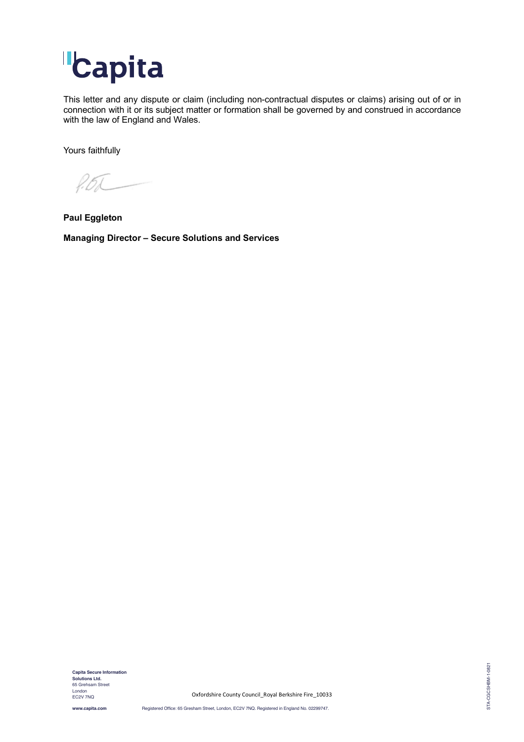This letter and any dispute or claim (including non-contractual disputes or claims) arising out of or in connection with it or its subject matter or formation shall be governed by and construed in accordance with the law of England and Wales.

Yours faithfully

**Paul Eggleton**

**Managing Director – Secure Solutions and Services**

**Capita Secure Information Solutions Ltd.**
65 Grehsam Street
London
EC2V 7NQ

Oxfordshire County Council_Royal Berkshire Fire_10033

**www.capita.com**

Registered Office: 65 Gresham Street, London, EC2V 7NQ. Registered in England No. 02299747.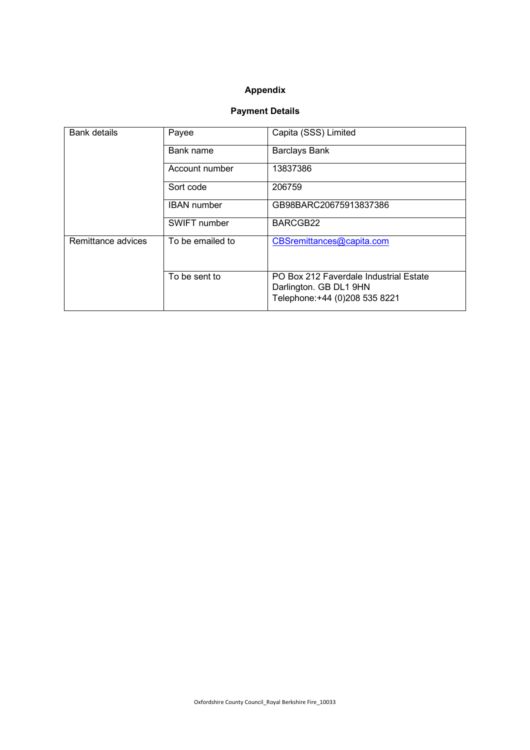# Appendix

## Payment Details

| | | |
|---|---|---|
| Bank details | Payee | Capita (SSS) Limited |
| | Bank name | Barclays Bank |
| | Account number | 13837386 |
| | Sort code | 206759 |
| | IBAN number | GB98BARC20675913837386 |
| | SWIFT number | BARCGB22 |
| Remittance advices | To be emailed to | CBSremittances@capita.com |
| | To be sent to | PO Box 212 Faverdale Industrial Estate<br>Darlington. GB DL1 9HN<br>Telephone:+44 (0)208 535 8221 |

Oxfordshire County Council_Royal Berkshire Fire_10033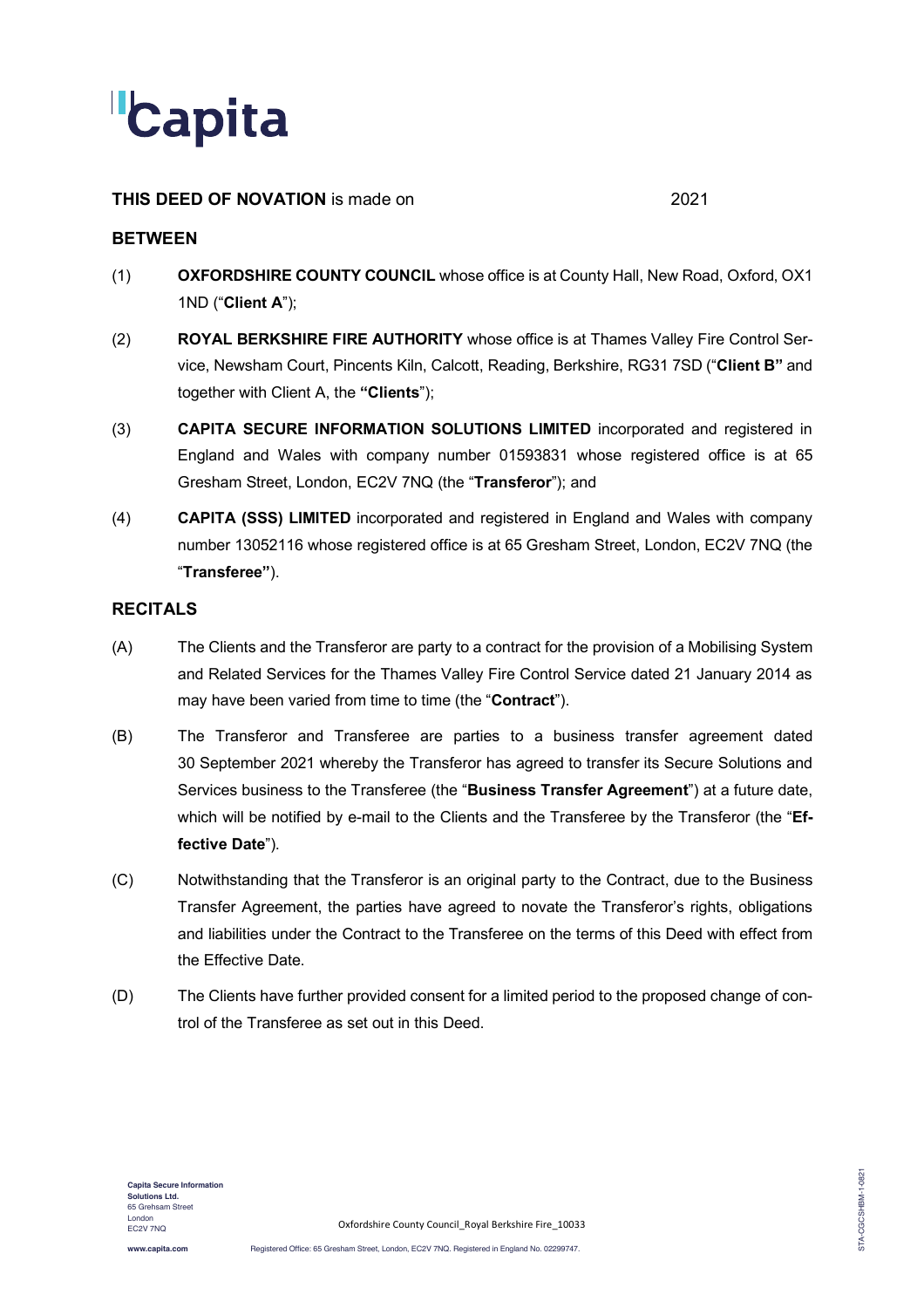**THIS DEED OF NOVATION** is made on 2021

## BETWEEN

(1) **OXFORDSHIRE COUNTY COUNCIL** whose office is at County Hall, New Road, Oxford, OX1 1ND ("**Client A**");

(2) **ROYAL BERKSHIRE FIRE AUTHORITY** whose office is at Thames Valley Fire Control Service, Newsham Court, Pincents Kiln, Calcott, Reading, Berkshire, RG31 7SD ("**Client B"** and together with Client A, the **"Clients**");

(3) **CAPITA SECURE INFORMATION SOLUTIONS LIMITED** incorporated and registered in England and Wales with company number 01593831 whose registered office is at 65 Gresham Street, London, EC2V 7NQ (the "**Transferor**"); and

(4) **CAPITA (SSS) LIMITED** incorporated and registered in England and Wales with company number 13052116 whose registered office is at 65 Gresham Street, London, EC2V 7NQ (the "**Transferee"**).

## RECITALS

(A) The Clients and the Transferor are party to a contract for the provision of a Mobilising System and Related Services for the Thames Valley Fire Control Service dated 21 January 2014 as may have been varied from time to time (the "**Contract**").

(B) The Transferor and Transferee are parties to a business transfer agreement dated 30 September 2021 whereby the Transferor has agreed to transfer its Secure Solutions and Services business to the Transferee (the "**Business Transfer Agreement**") at a future date, which will be notified by e-mail to the Clients and the Transferee by the Transferor (the "**Effective Date**").

(C) Notwithstanding that the Transferor is an original party to the Contract, due to the Business Transfer Agreement, the parties have agreed to novate the Transferor's rights, obligations and liabilities under the Contract to the Transferee on the terms of this Deed with effect from the Effective Date.

(D) The Clients have further provided consent for a limited period to the proposed change of control of the Transferee as set out in this Deed.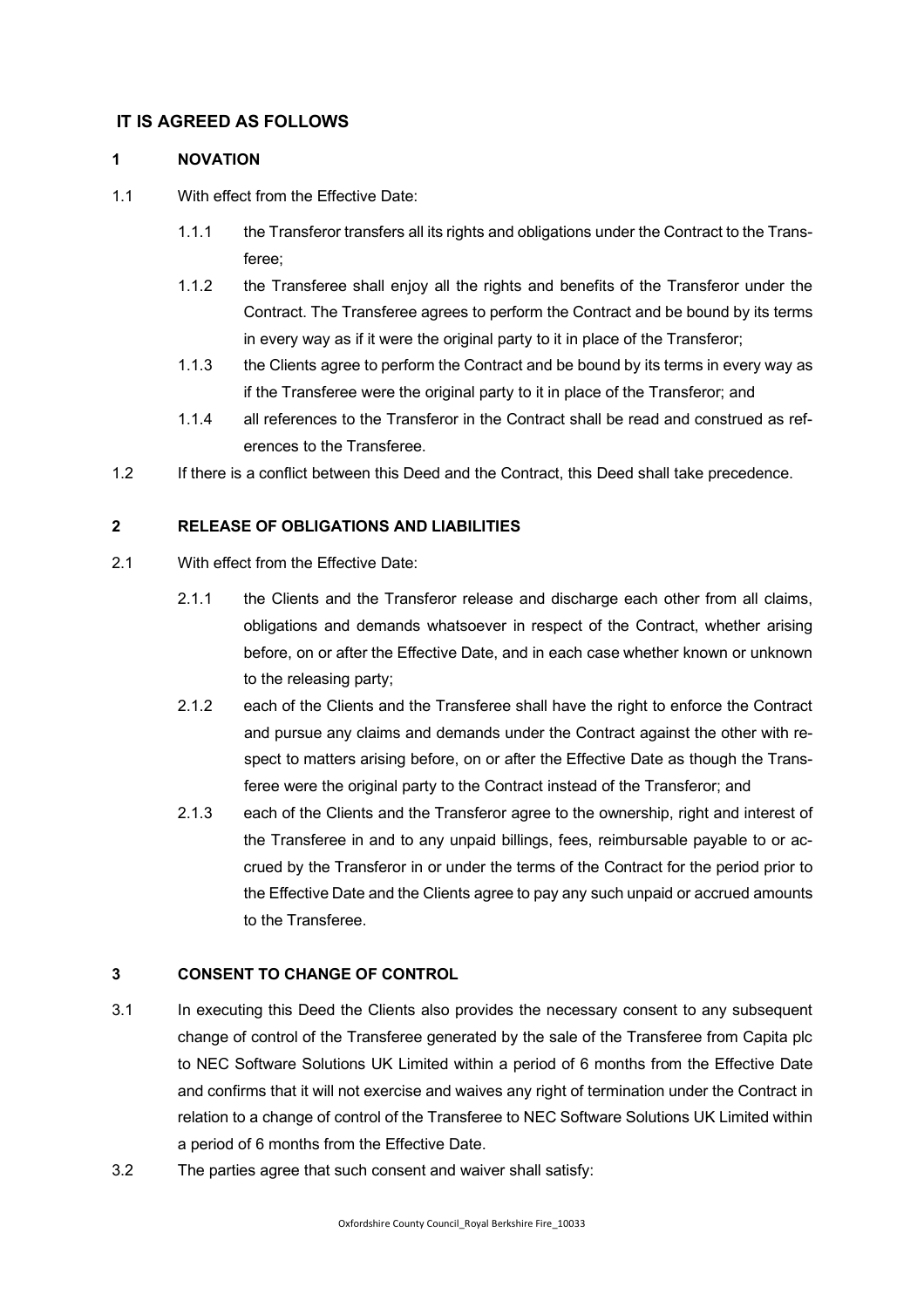## IT IS AGREED AS FOLLOWS

### 1 NOVATION

1.1 With effect from the Effective Date:

1.1.1 the Transferor transfers all its rights and obligations under the Contract to the Transferee;

1.1.2 the Transferee shall enjoy all the rights and benefits of the Transferor under the Contract. The Transferee agrees to perform the Contract and be bound by its terms in every way as if it were the original party to it in place of the Transferor;

1.1.3 the Clients agree to perform the Contract and be bound by its terms in every way as if the Transferee were the original party to it in place of the Transferor; and

1.1.4 all references to the Transferor in the Contract shall be read and construed as references to the Transferee.

1.2 If there is a conflict between this Deed and the Contract, this Deed shall take precedence.

### 2 RELEASE OF OBLIGATIONS AND LIABILITIES

2.1 With effect from the Effective Date:

2.1.1 the Clients and the Transferor release and discharge each other from all claims, obligations and demands whatsoever in respect of the Contract, whether arising before, on or after the Effective Date, and in each case whether known or unknown to the releasing party;

2.1.2 each of the Clients and the Transferee shall have the right to enforce the Contract and pursue any claims and demands under the Contract against the other with respect to matters arising before, on or after the Effective Date as though the Transferee were the original party to the Contract instead of the Transferor; and

2.1.3 each of the Clients and the Transferor agree to the ownership, right and interest of the Transferee in and to any unpaid billings, fees, reimbursable payable to or accrued by the Transferor in or under the terms of the Contract for the period prior to the Effective Date and the Clients agree to pay any such unpaid or accrued amounts to the Transferee.

### 3 CONSENT TO CHANGE OF CONTROL

3.1 In executing this Deed the Clients also provides the necessary consent to any subsequent change of control of the Transferee generated by the sale of the Transferee from Capita plc to NEC Software Solutions UK Limited within a period of 6 months from the Effective Date and confirms that it will not exercise and waives any right of termination under the Contract in relation to a change of control of the Transferee to NEC Software Solutions UK Limited within a period of 6 months from the Effective Date.

3.2 The parties agree that such consent and waiver shall satisfy: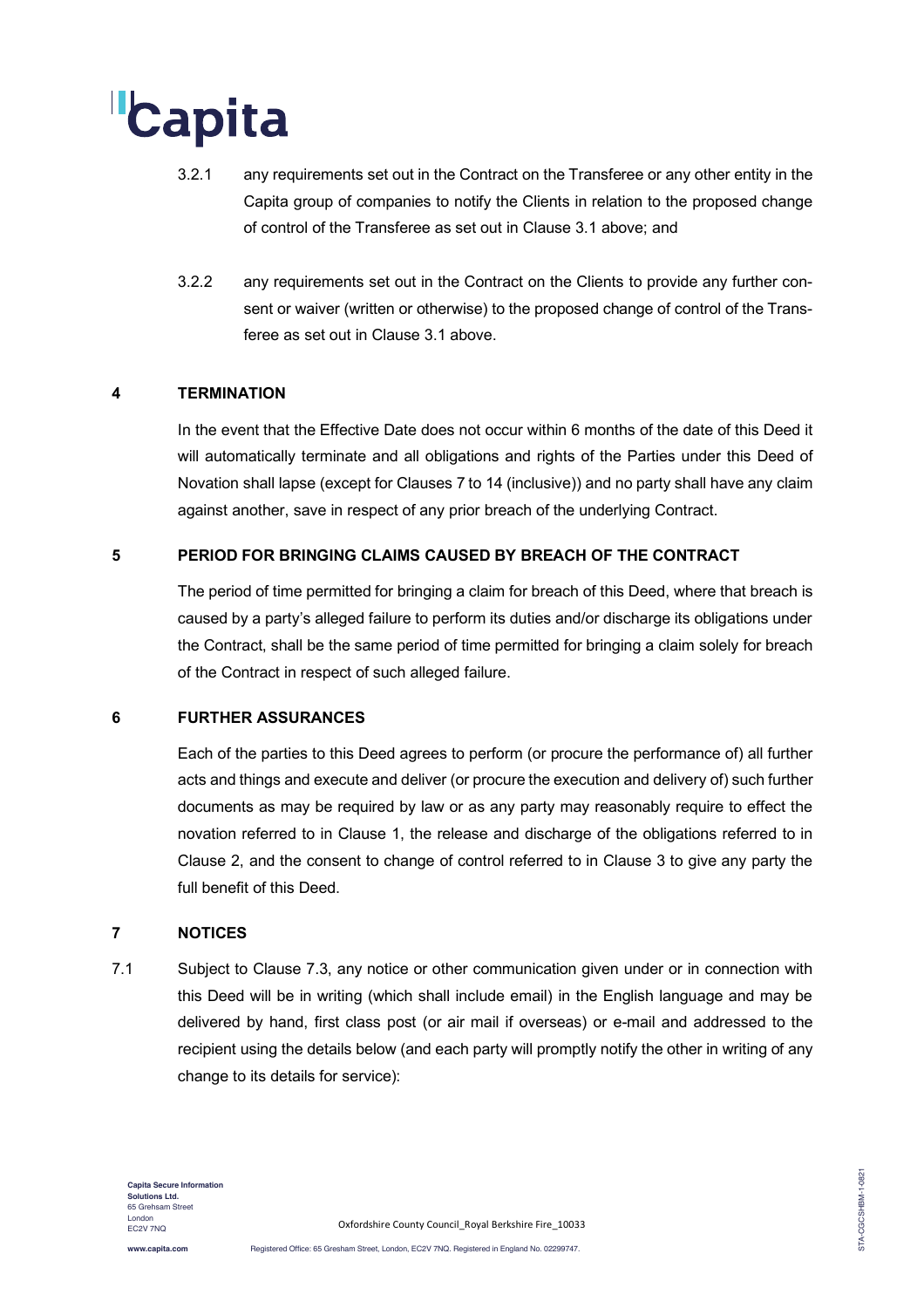3.2.1 any requirements set out in the Contract on the Transferee or any other entity in the Capita group of companies to notify the Clients in relation to the proposed change of control of the Transferee as set out in Clause 3.1 above; and

3.2.2 any requirements set out in the Contract on the Clients to provide any further consent or waiver (written or otherwise) to the proposed change of control of the Transferee as set out in Clause 3.1 above.

## 4 TERMINATION

In the event that the Effective Date does not occur within 6 months of the date of this Deed it will automatically terminate and all obligations and rights of the Parties under this Deed of Novation shall lapse (except for Clauses 7 to 14 (inclusive)) and no party shall have any claim against another, save in respect of any prior breach of the underlying Contract.

## 5 PERIOD FOR BRINGING CLAIMS CAUSED BY BREACH OF THE CONTRACT

The period of time permitted for bringing a claim for breach of this Deed, where that breach is caused by a party's alleged failure to perform its duties and/or discharge its obligations under the Contract, shall be the same period of time permitted for bringing a claim solely for breach of the Contract in respect of such alleged failure.

## 6 FURTHER ASSURANCES

Each of the parties to this Deed agrees to perform (or procure the performance of) all further acts and things and execute and deliver (or procure the execution and delivery of) such further documents as may be required by law or as any party may reasonably require to effect the novation referred to in Clause 1, the release and discharge of the obligations referred to in Clause 2, and the consent to change of control referred to in Clause 3 to give any party the full benefit of this Deed.

## 7 NOTICES

7.1 Subject to Clause 7.3, any notice or other communication given under or in connection with this Deed will be in writing (which shall include email) in the English language and may be delivered by hand, first class post (or air mail if overseas) or e-mail and addressed to the recipient using the details below (and each party will promptly notify the other in writing of any change to its details for service):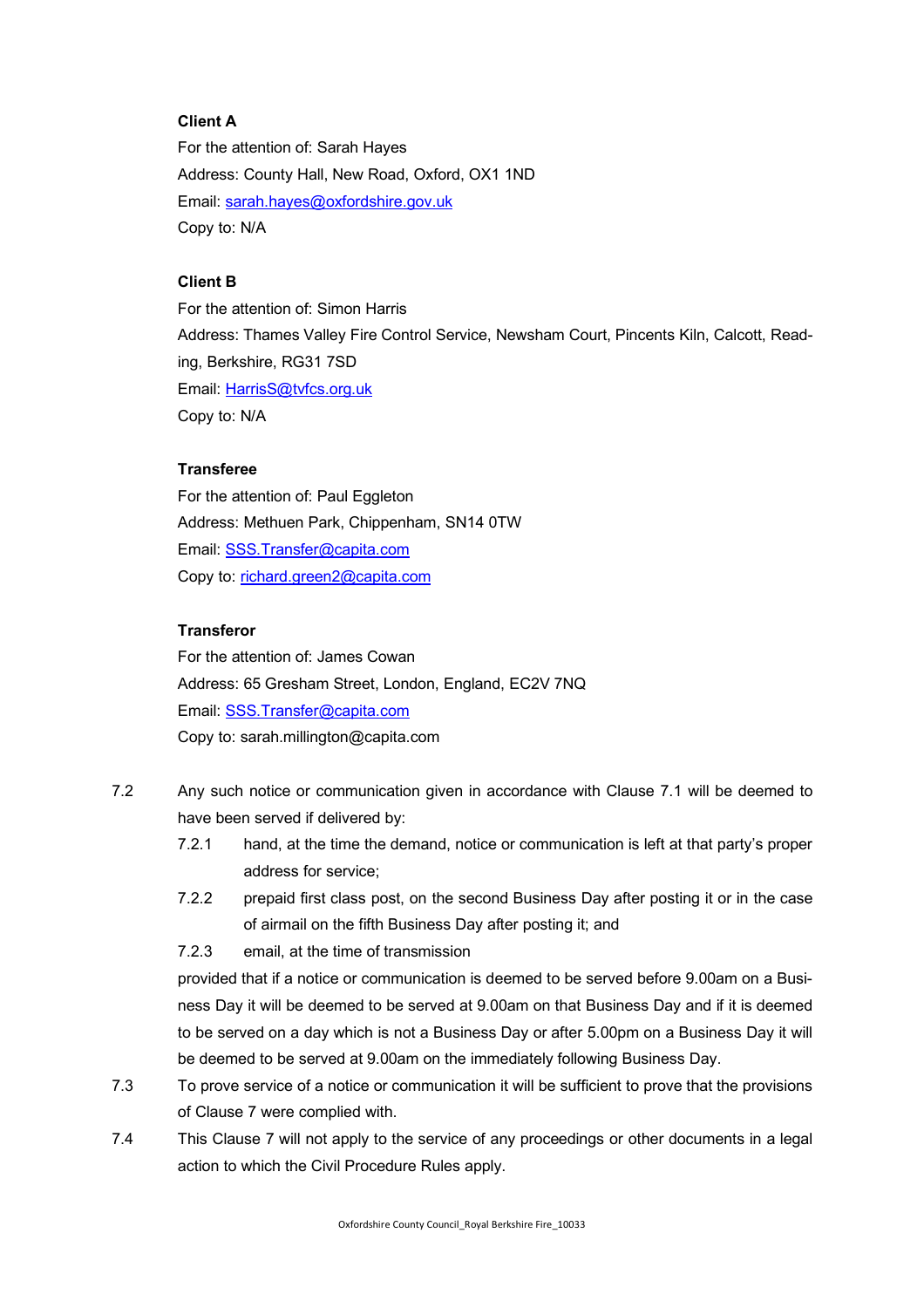**Client A**

For the attention of: Sarah Hayes

Address: County Hall, New Road, Oxford, OX1 1ND

Email: sarah.hayes@oxfordshire.gov.uk

Copy to: N/A

**Client B**

For the attention of: Simon Harris

Address: Thames Valley Fire Control Service, Newsham Court, Pincents Kiln, Calcott, Reading, Berkshire, RG31 7SD

Email: HarrisS@tvfcs.org.uk

Copy to: N/A

**Transferee**

For the attention of: Paul Eggleton

Address: Methuen Park, Chippenham, SN14 0TW

Email: SSS.Transfer@capita.com

Copy to: richard.green2@capita.com

**Transferor**

For the attention of: James Cowan

Address: 65 Gresham Street, London, England, EC2V 7NQ

Email: SSS.Transfer@capita.com

Copy to: sarah.millington@capita.com

7.2 Any such notice or communication given in accordance with Clause 7.1 will be deemed to have been served if delivered by:

7.2.1 hand, at the time the demand, notice or communication is left at that party's proper address for service;

7.2.2 prepaid first class post, on the second Business Day after posting it or in the case of airmail on the fifth Business Day after posting it; and

7.2.3 email, at the time of transmission

provided that if a notice or communication is deemed to be served before 9.00am on a Business Day it will be deemed to be served at 9.00am on that Business Day and if it is deemed to be served on a day which is not a Business Day or after 5.00pm on a Business Day it will be deemed to be served at 9.00am on the immediately following Business Day.

7.3 To prove service of a notice or communication it will be sufficient to prove that the provisions of Clause 7 were complied with.

7.4 This Clause 7 will not apply to the service of any proceedings or other documents in a legal action to which the Civil Procedure Rules apply.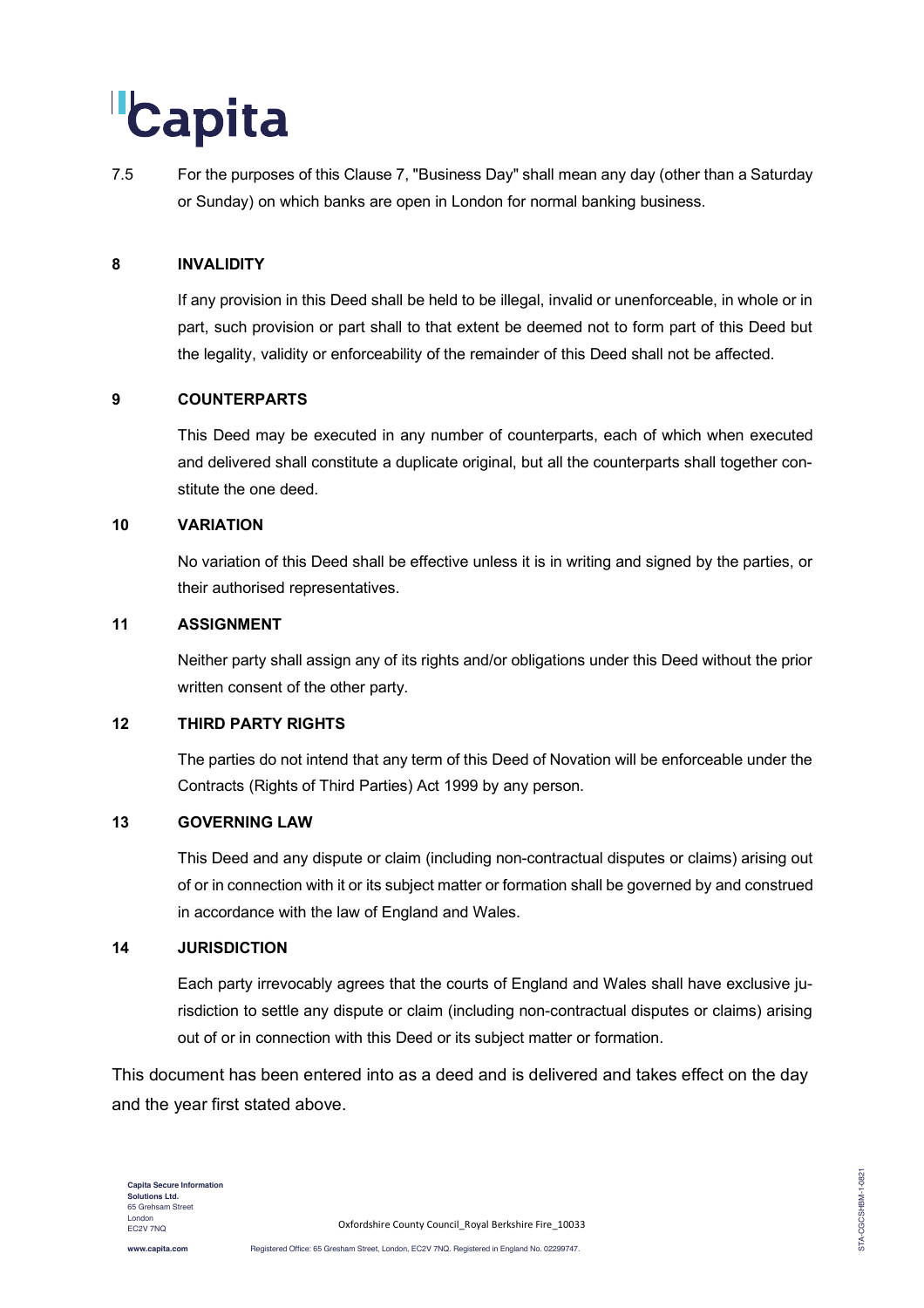7.5 For the purposes of this Clause 7, "Business Day" shall mean any day (other than a Saturday or Sunday) on which banks are open in London for normal banking business.

## 8 INVALIDITY

If any provision in this Deed shall be held to be illegal, invalid or unenforceable, in whole or in part, such provision or part shall to that extent be deemed not to form part of this Deed but the legality, validity or enforceability of the remainder of this Deed shall not be affected.

## 9 COUNTERPARTS

This Deed may be executed in any number of counterparts, each of which when executed and delivered shall constitute a duplicate original, but all the counterparts shall together constitute the one deed.

## 10 VARIATION

No variation of this Deed shall be effective unless it is in writing and signed by the parties, or their authorised representatives.

## 11 ASSIGNMENT

Neither party shall assign any of its rights and/or obligations under this Deed without the prior written consent of the other party.

## 12 THIRD PARTY RIGHTS

The parties do not intend that any term of this Deed of Novation will be enforceable under the Contracts (Rights of Third Parties) Act 1999 by any person.

## 13 GOVERNING LAW

This Deed and any dispute or claim (including non-contractual disputes or claims) arising out of or in connection with it or its subject matter or formation shall be governed by and construed in accordance with the law of England and Wales.

## 14 JURISDICTION

Each party irrevocably agrees that the courts of England and Wales shall have exclusive jurisdiction to settle any dispute or claim (including non-contractual disputes or claims) arising out of or in connection with this Deed or its subject matter or formation.

This document has been entered into as a deed and is delivered and takes effect on the day and the year first stated above.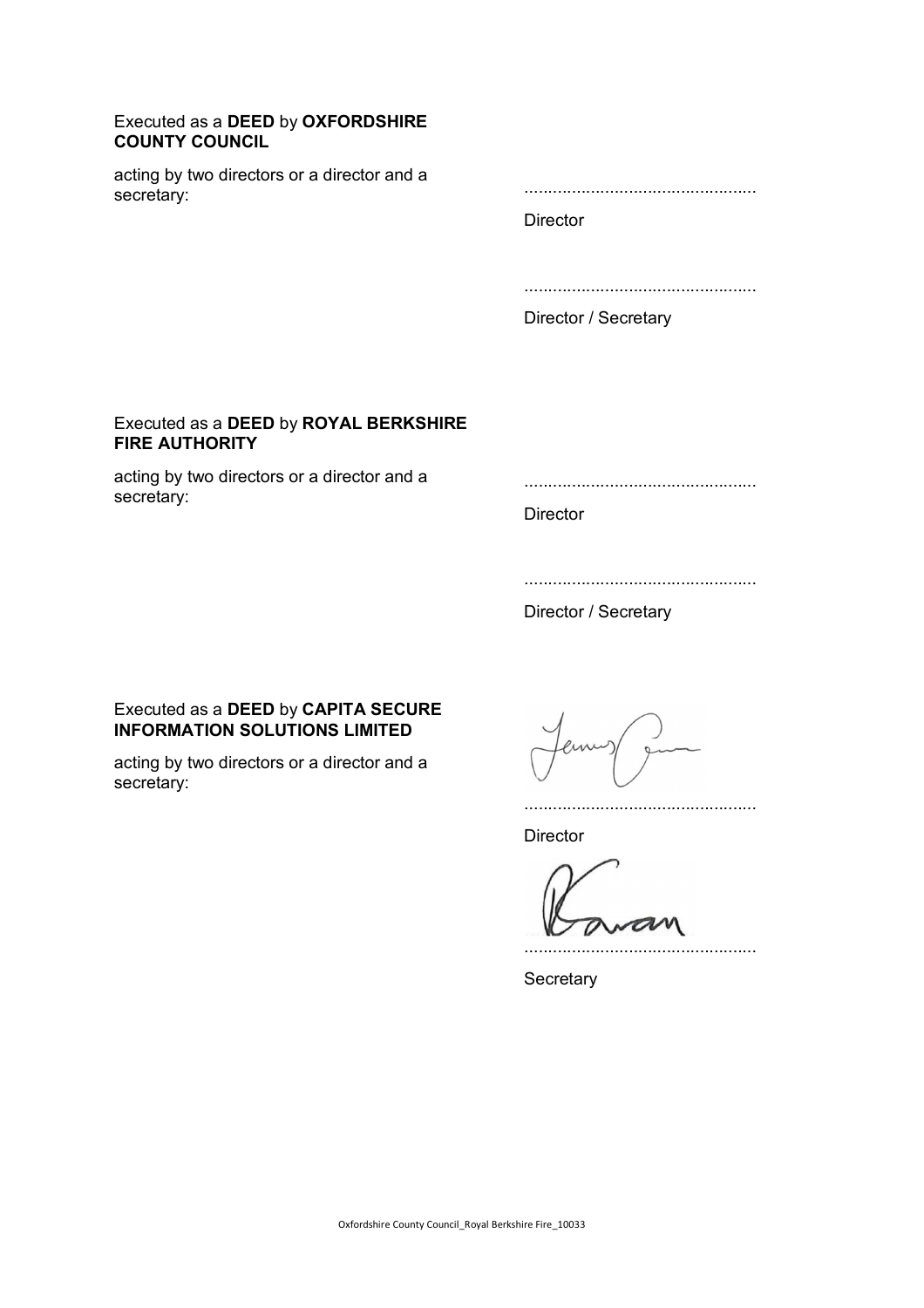Executed as a **DEED** by **OXFORDSHIRE COUNTY COUNCIL**

acting by two directors or a director and a secretary:

.................................................

Director

.................................................

Director / Secretary

Executed as a **DEED** by **ROYAL BERKSHIRE FIRE AUTHORITY**

acting by two directors or a director and a secretary:

.................................................

Director

.................................................

Director / Secretary

Executed as a **DEED** by **CAPITA SECURE INFORMATION SOLUTIONS LIMITED**

acting by two directors or a director and a secretary:

.................................................

Director

.................................................

Secretary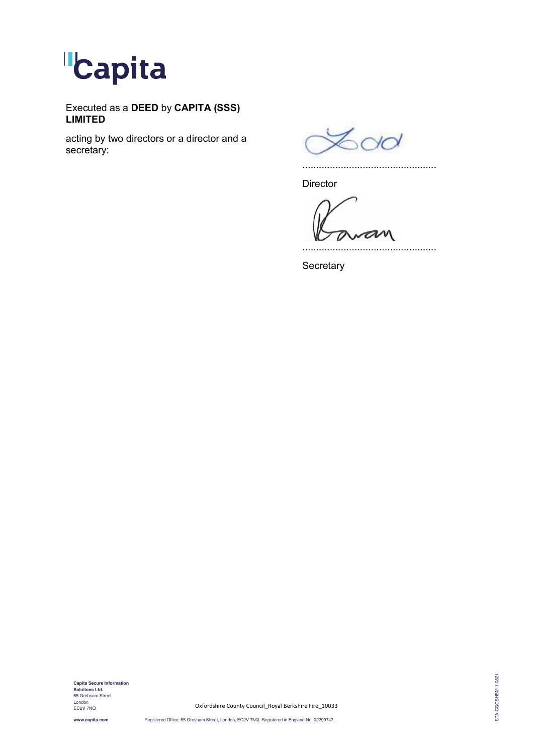Executed as a **DEED** by **CAPITA (SSS) LIMITED**

acting by two directors or a director and a secretary:

...............................................

Director

...............................................

Secretary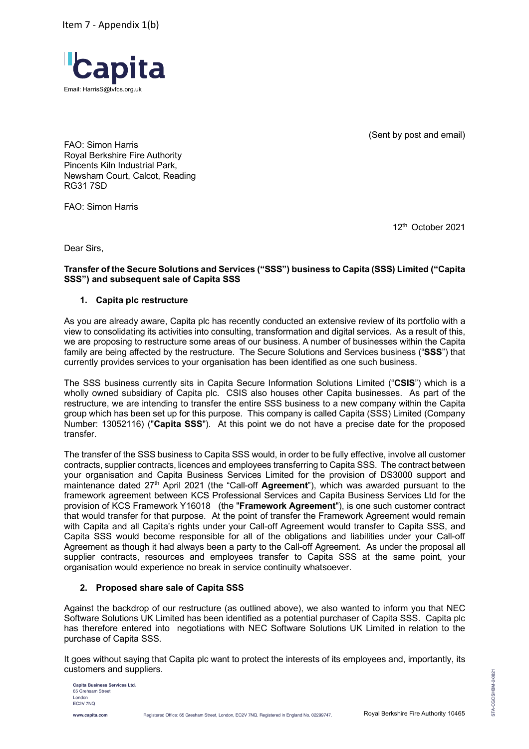Item 7 - Appendix 1(b)

Capita

Email: HarrisS@tvfcs.org.uk

(Sent by post and email)

FAO: Simon Harris
Royal Berkshire Fire Authority
Pincents Kiln Industrial Park,
Newsham Court, Calcot, Reading
RG31 7SD

FAO: Simon Harris

12th October 2021

Dear Sirs,

**Transfer of the Secure Solutions and Services ("SSS") business to Capita (SSS) Limited ("Capita SSS") and subsequent sale of Capita SSS**

**1. Capita plc restructure**

As you are already aware, Capita plc has recently conducted an extensive review of its portfolio with a view to consolidating its activities into consulting, transformation and digital services. As a result of this, we are proposing to restructure some areas of our business. A number of businesses within the Capita family are being affected by the restructure. The Secure Solutions and Services business ("**SSS**") that currently provides services to your organisation has been identified as one such business.

The SSS business currently sits in Capita Secure Information Solutions Limited ("**CSIS**") which is a wholly owned subsidiary of Capita plc. CSIS also houses other Capita businesses. As part of the restructure, we are intending to transfer the entire SSS business to a new company within the Capita group which has been set up for this purpose. This company is called Capita (SSS) Limited (Company Number: 13052116) ("**Capita SSS**"). At this point we do not have a precise date for the proposed transfer.

The transfer of the SSS business to Capita SSS would, in order to be fully effective, involve all customer contracts, supplier contracts, licences and employees transferring to Capita SSS. The contract between your organisation and Capita Business Services Limited for the provision of DS3000 support and maintenance dated 27th April 2021 (the "Call-off **Agreement**"), which was awarded pursuant to the framework agreement between KCS Professional Services and Capita Business Services Ltd for the provision of KCS Framework Y16018 (the "**Framework Agreement**"), is one such customer contract that would transfer for that purpose. At the point of transfer the Framework Agreement would remain with Capita and all Capita's rights under your Call-off Agreement would transfer to Capita SSS, and Capita SSS would become responsible for all of the obligations and liabilities under your Call-off Agreement as though it had always been a party to the Call-off Agreement. As under the proposal all supplier contracts, resources and employees transfer to Capita SSS at the same point, your organisation would experience no break in service continuity whatsoever.

**2. Proposed share sale of Capita SSS**

Against the backdrop of our restructure (as outlined above), we also wanted to inform you that NEC Software Solutions UK Limited has been identified as a potential purchaser of Capita SSS. Capita plc has therefore entered into negotiations with NEC Software Solutions UK Limited in relation to the purchase of Capita SSS.

It goes without saying that Capita plc want to protect the interests of its employees and, importantly, its customers and suppliers.

**Capita Business Services Ltd.**
65 Grehsam Street
London
EC2V 7NQ

www.capita.com

Registered Office: 65 Gresham Street, London, EC2V 7NQ. Registered in England No. 02299747.

Royal Berkshire Fire Authority 10465

STA-CGCSHBM-2-0821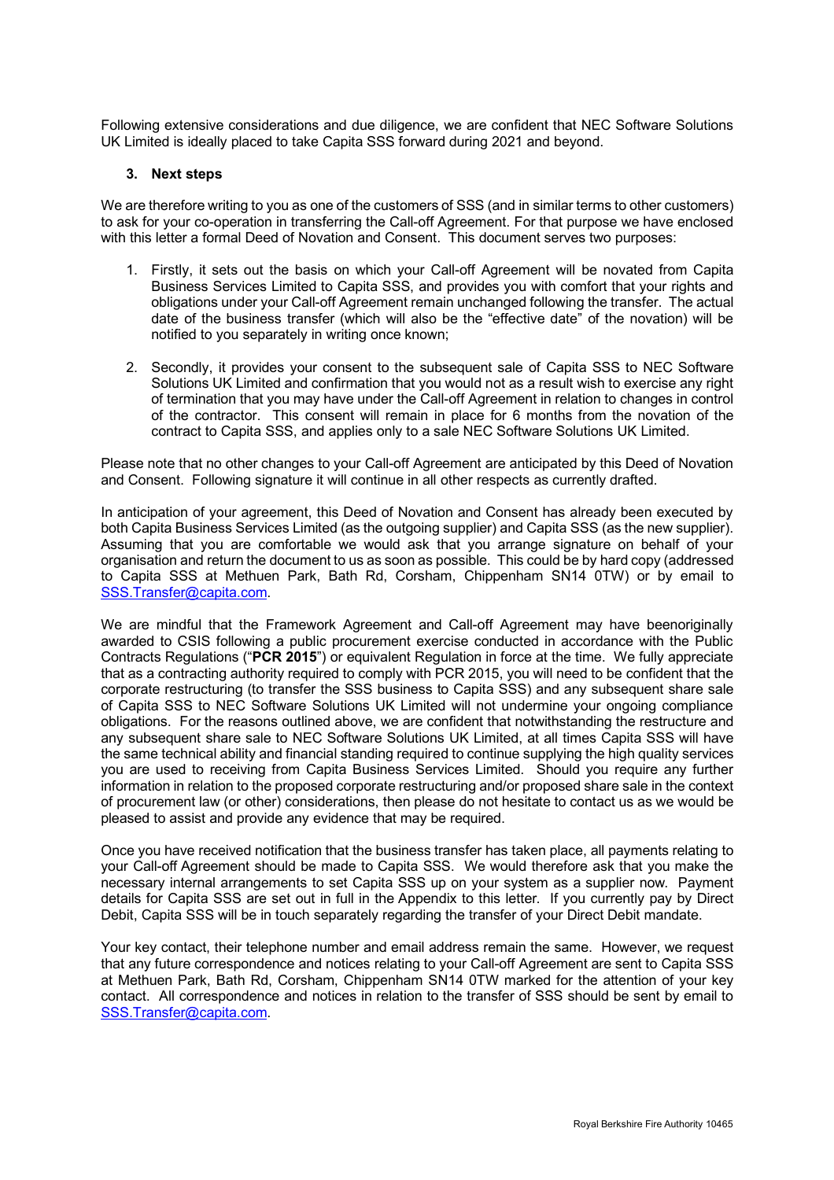Following extensive considerations and due diligence, we are confident that NEC Software Solutions UK Limited is ideally placed to take Capita SSS forward during 2021 and beyond.

### 3. Next steps

We are therefore writing to you as one of the customers of SSS (and in similar terms to other customers) to ask for your co-operation in transferring the Call-off Agreement. For that purpose we have enclosed with this letter a formal Deed of Novation and Consent. This document serves two purposes:

1. Firstly, it sets out the basis on which your Call-off Agreement will be novated from Capita Business Services Limited to Capita SSS, and provides you with comfort that your rights and obligations under your Call-off Agreement remain unchanged following the transfer. The actual date of the business transfer (which will also be the "effective date" of the novation) will be notified to you separately in writing once known;

2. Secondly, it provides your consent to the subsequent sale of Capita SSS to NEC Software Solutions UK Limited and confirmation that you would not as a result wish to exercise any right of termination that you may have under the Call-off Agreement in relation to changes in control of the contractor. This consent will remain in place for 6 months from the novation of the contract to Capita SSS, and applies only to a sale NEC Software Solutions UK Limited.

Please note that no other changes to your Call-off Agreement are anticipated by this Deed of Novation and Consent. Following signature it will continue in all other respects as currently drafted.

In anticipation of your agreement, this Deed of Novation and Consent has already been executed by both Capita Business Services Limited (as the outgoing supplier) and Capita SSS (as the new supplier). Assuming that you are comfortable we would ask that you arrange signature on behalf of your organisation and return the document to us as soon as possible. This could be by hard copy (addressed to Capita SSS at Methuen Park, Bath Rd, Corsham, Chippenham SN14 0TW) or by email to SSS.Transfer@capita.com.

We are mindful that the Framework Agreement and Call-off Agreement may have beenoriginally awarded to CSIS following a public procurement exercise conducted in accordance with the Public Contracts Regulations ("**PCR 2015**") or equivalent Regulation in force at the time. We fully appreciate that as a contracting authority required to comply with PCR 2015, you will need to be confident that the corporate restructuring (to transfer the SSS business to Capita SSS) and any subsequent share sale of Capita SSS to NEC Software Solutions UK Limited will not undermine your ongoing compliance obligations. For the reasons outlined above, we are confident that notwithstanding the restructure and any subsequent share sale to NEC Software Solutions UK Limited, at all times Capita SSS will have the same technical ability and financial standing required to continue supplying the high quality services you are used to receiving from Capita Business Services Limited. Should you require any further information in relation to the proposed corporate restructuring and/or proposed share sale in the context of procurement law (or other) considerations, then please do not hesitate to contact us as we would be pleased to assist and provide any evidence that may be required.

Once you have received notification that the business transfer has taken place, all payments relating to your Call-off Agreement should be made to Capita SSS. We would therefore ask that you make the necessary internal arrangements to set Capita SSS up on your system as a supplier now. Payment details for Capita SSS are set out in full in the Appendix to this letter. If you currently pay by Direct Debit, Capita SSS will be in touch separately regarding the transfer of your Direct Debit mandate.

Your key contact, their telephone number and email address remain the same. However, we request that any future correspondence and notices relating to your Call-off Agreement are sent to Capita SSS at Methuen Park, Bath Rd, Corsham, Chippenham SN14 0TW marked for the attention of your key contact. All correspondence and notices in relation to the transfer of SSS should be sent by email to SSS.Transfer@capita.com.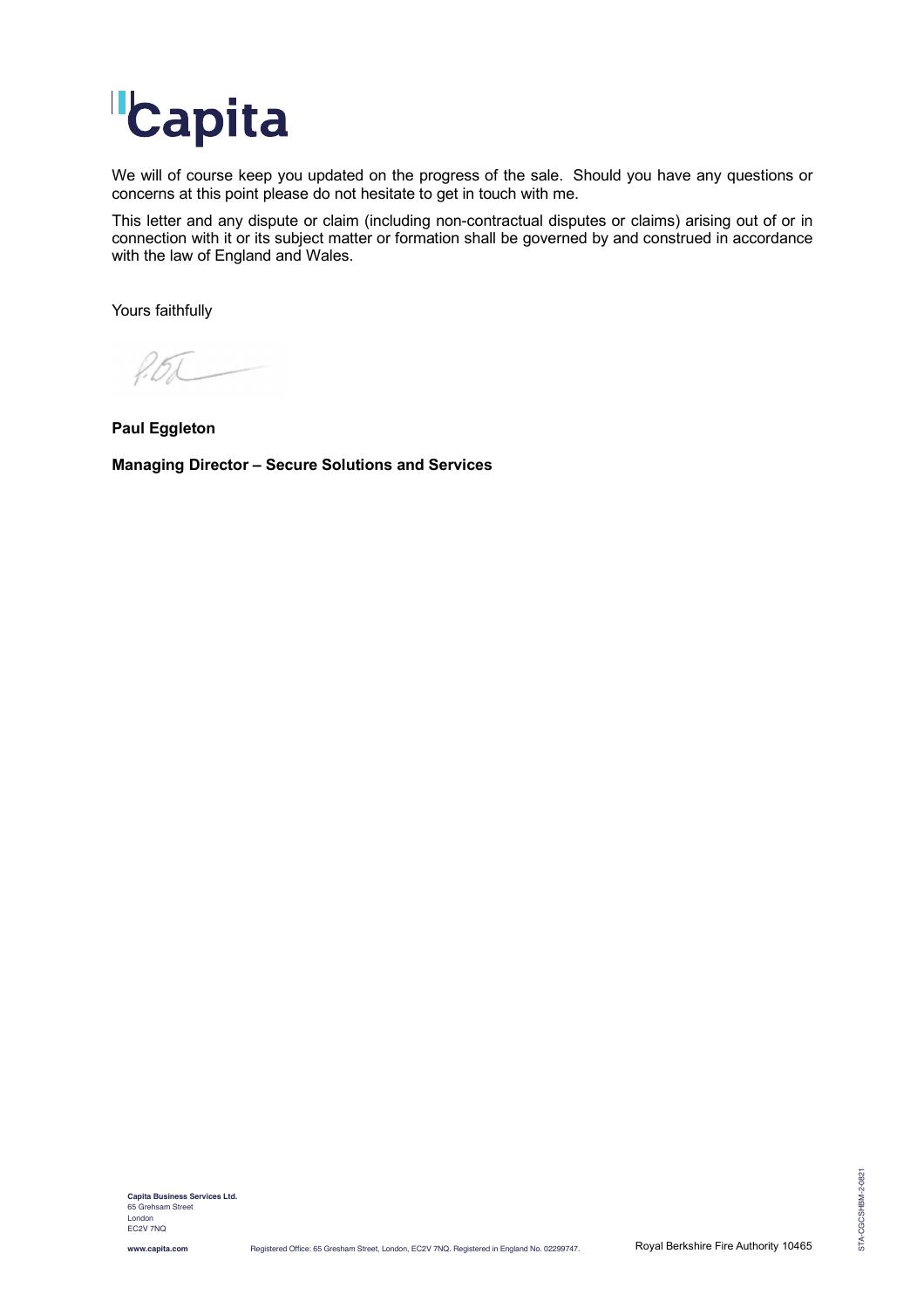We will of course keep you updated on the progress of the sale. Should you have any questions or concerns at this point please do not hesitate to get in touch with me.

This letter and any dispute or claim (including non-contractual disputes or claims) arising out of or in connection with it or its subject matter or formation shall be governed by and construed in accordance with the law of England and Wales.

Yours faithfully

**Paul Eggleton**

**Managing Director – Secure Solutions and Services**

**Capita Business Services Ltd.**
65 Grehsam Street
London
EC2V 7NQ

**www.capita.com** Registered Office: 65 Gresham Street, London, EC2V 7NQ. Registered in England No. 02299747.

Royal Berkshire Fire Authority 10465

STA-CGCSHBM-2-0821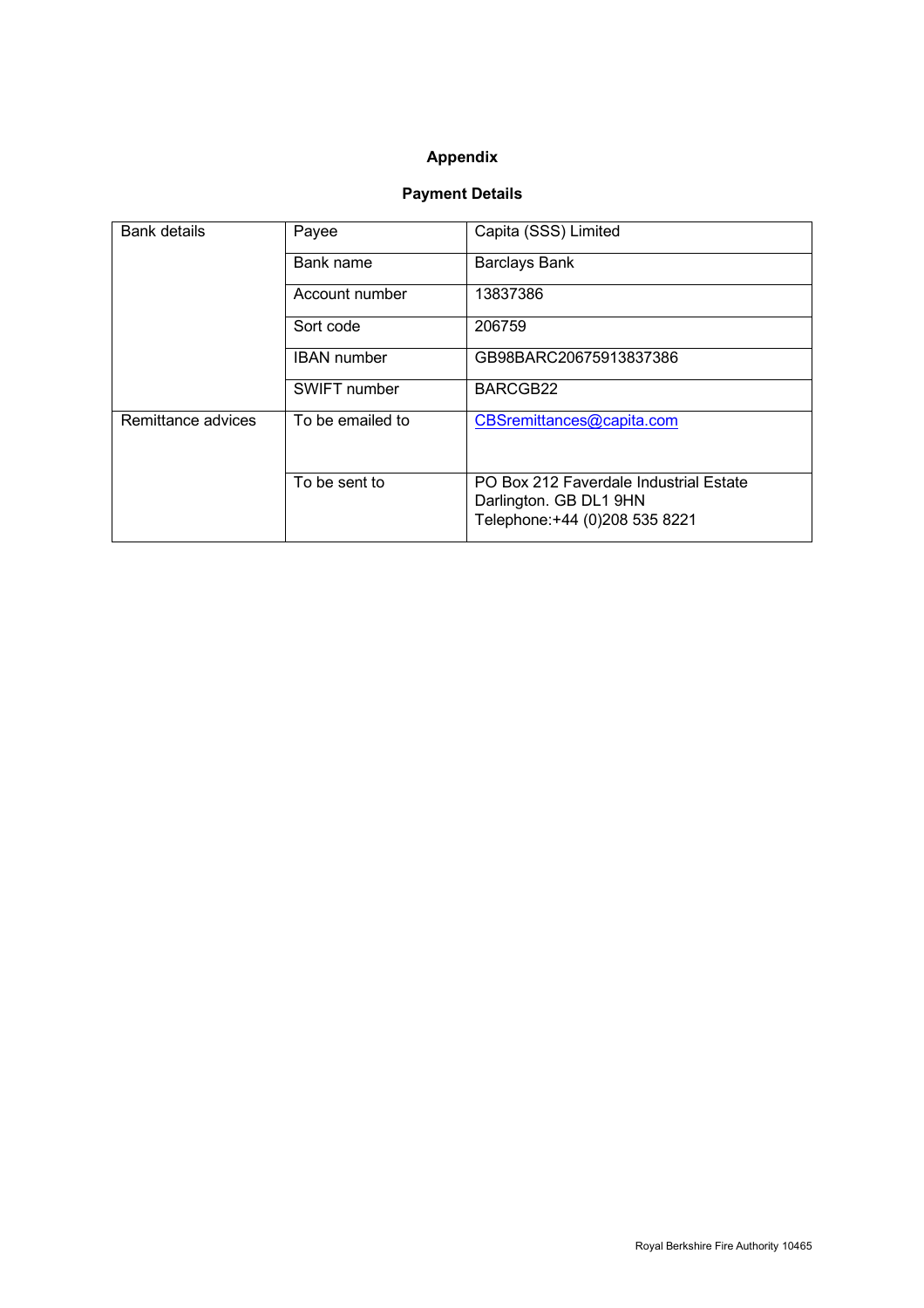## Appendix

## Payment Details

| | | |
|---|---|---|
| Bank details | Payee | Capita (SSS) Limited |
| | Bank name | Barclays Bank |
| | Account number | 13837386 |
| | Sort code | 206759 |
| | IBAN number | GB98BARC20675913837386 |
| | SWIFT number | BARCGB22 |
| Remittance advices | To be emailed to | CBSremittances@capita.com |
| | To be sent to | PO Box 212 Faverdale Industrial Estate<br>Darlington. GB DL1 9HN<br>Telephone:+44 (0)208 535 8221 |

Royal Berkshire Fire Authority 10465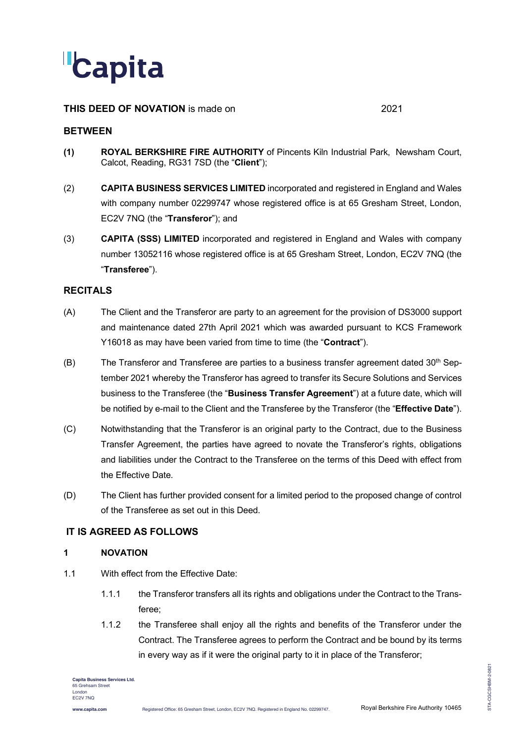**THIS DEED OF NOVATION** is made on 2021

## BETWEEN

**(1)** **ROYAL BERKSHIRE FIRE AUTHORITY** of Pincents Kiln Industrial Park, Newsham Court, Calcot, Reading, RG31 7SD (the "**Client**");

(2) **CAPITA BUSINESS SERVICES LIMITED** incorporated and registered in England and Wales with company number 02299747 whose registered office is at 65 Gresham Street, London, EC2V 7NQ (the "**Transferor**"); and

(3) **CAPITA (SSS) LIMITED** incorporated and registered in England and Wales with company number 13052116 whose registered office is at 65 Gresham Street, London, EC2V 7NQ (the "**Transferee**").

## RECITALS

(A) The Client and the Transferor are party to an agreement for the provision of DS3000 support and maintenance dated 27th April 2021 which was awarded pursuant to KCS Framework Y16018 as may have been varied from time to time (the "**Contract**").

(B) The Transferor and Transferee are parties to a business transfer agreement dated 30th September 2021 whereby the Transferor has agreed to transfer its Secure Solutions and Services business to the Transferee (the "**Business Transfer Agreement**") at a future date, which will be notified by e-mail to the Client and the Transferee by the Transferor (the "**Effective Date**").

(C) Notwithstanding that the Transferor is an original party to the Contract, due to the Business Transfer Agreement, the parties have agreed to novate the Transferor's rights, obligations and liabilities under the Contract to the Transferee on the terms of this Deed with effect from the Effective Date.

(D) The Client has further provided consent for a limited period to the proposed change of control of the Transferee as set out in this Deed.

## IT IS AGREED AS FOLLOWS

### 1 NOVATION

1.1 With effect from the Effective Date:

1.1.1 the Transferor transfers all its rights and obligations under the Contract to the Transferee;

1.1.2 the Transferee shall enjoy all the rights and benefits of the Transferor under the Contract. The Transferee agrees to perform the Contract and be bound by its terms in every way as if it were the original party to it in place of the Transferor;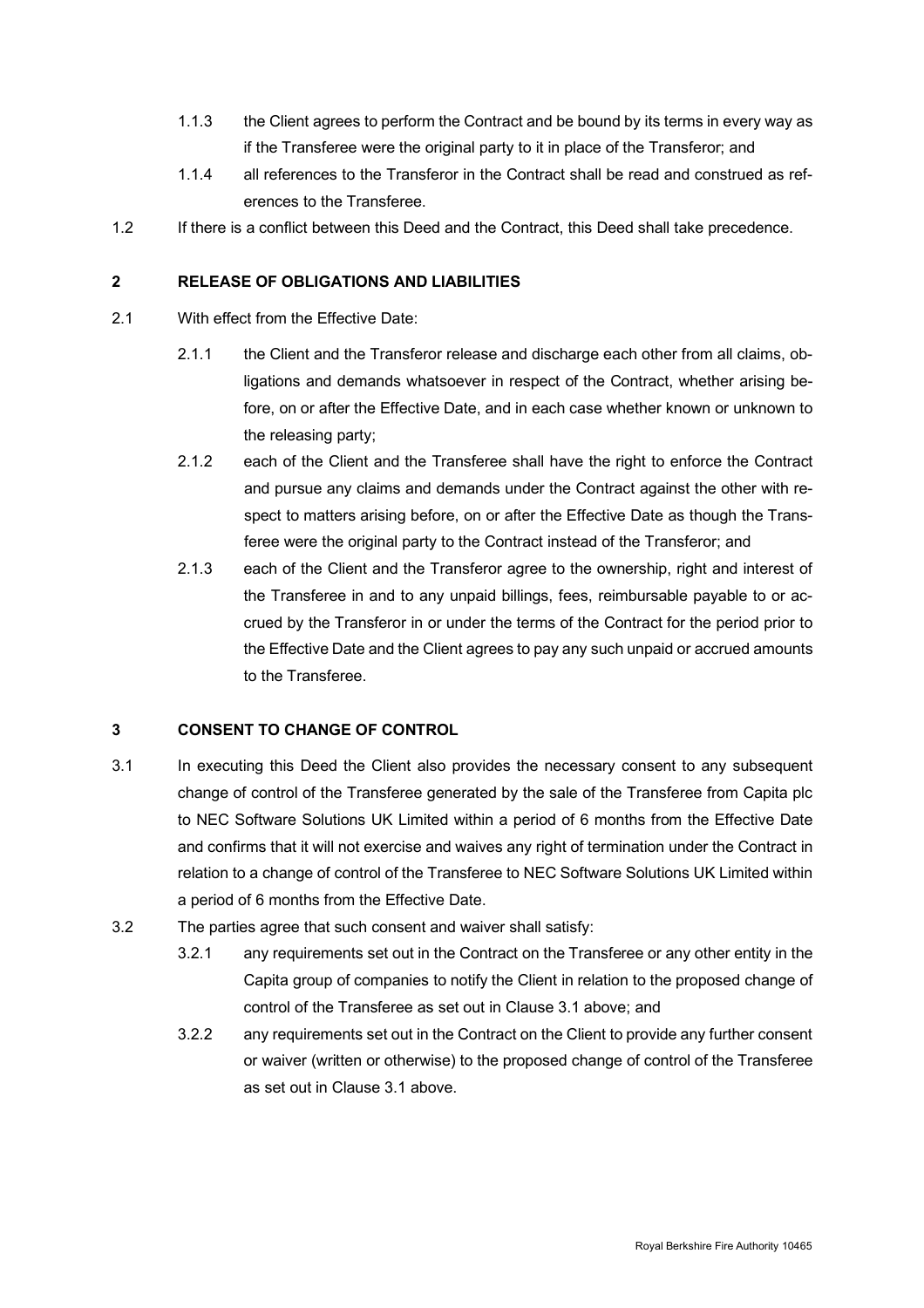1.1.3 the Client agrees to perform the Contract and be bound by its terms in every way as if the Transferee were the original party to it in place of the Transferor; and

1.1.4 all references to the Transferor in the Contract shall be read and construed as references to the Transferee.

1.2 If there is a conflict between this Deed and the Contract, this Deed shall take precedence.

## 2 RELEASE OF OBLIGATIONS AND LIABILITIES

2.1 With effect from the Effective Date:

2.1.1 the Client and the Transferor release and discharge each other from all claims, obligations and demands whatsoever in respect of the Contract, whether arising before, on or after the Effective Date, and in each case whether known or unknown to the releasing party;

2.1.2 each of the Client and the Transferee shall have the right to enforce the Contract and pursue any claims and demands under the Contract against the other with respect to matters arising before, on or after the Effective Date as though the Transferee were the original party to the Contract instead of the Transferor; and

2.1.3 each of the Client and the Transferor agree to the ownership, right and interest of the Transferee in and to any unpaid billings, fees, reimbursable payable to or accrued by the Transferor in or under the terms of the Contract for the period prior to the Effective Date and the Client agrees to pay any such unpaid or accrued amounts to the Transferee.

## 3 CONSENT TO CHANGE OF CONTROL

3.1 In executing this Deed the Client also provides the necessary consent to any subsequent change of control of the Transferee generated by the sale of the Transferee from Capita plc to NEC Software Solutions UK Limited within a period of 6 months from the Effective Date and confirms that it will not exercise and waives any right of termination under the Contract in relation to a change of control of the Transferee to NEC Software Solutions UK Limited within a period of 6 months from the Effective Date.

3.2 The parties agree that such consent and waiver shall satisfy:

3.2.1 any requirements set out in the Contract on the Transferee or any other entity in the Capita group of companies to notify the Client in relation to the proposed change of control of the Transferee as set out in Clause 3.1 above; and

3.2.2 any requirements set out in the Contract on the Client to provide any further consent or waiver (written or otherwise) to the proposed change of control of the Transferee as set out in Clause 3.1 above.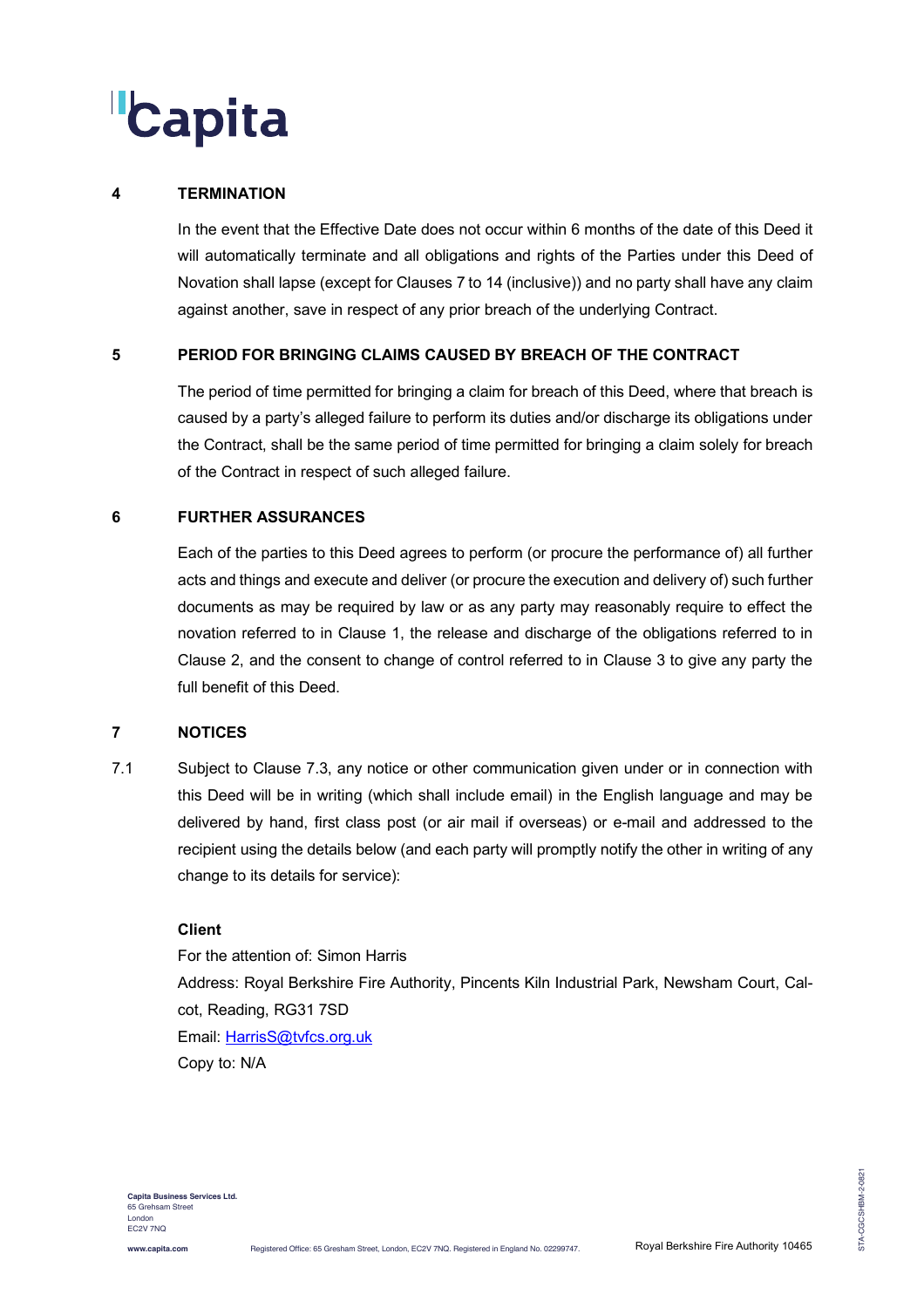## 4 TERMINATION

In the event that the Effective Date does not occur within 6 months of the date of this Deed it will automatically terminate and all obligations and rights of the Parties under this Deed of Novation shall lapse (except for Clauses 7 to 14 (inclusive)) and no party shall have any claim against another, save in respect of any prior breach of the underlying Contract.

## 5 PERIOD FOR BRINGING CLAIMS CAUSED BY BREACH OF THE CONTRACT

The period of time permitted for bringing a claim for breach of this Deed, where that breach is caused by a party's alleged failure to perform its duties and/or discharge its obligations under the Contract, shall be the same period of time permitted for bringing a claim solely for breach of the Contract in respect of such alleged failure.

## 6 FURTHER ASSURANCES

Each of the parties to this Deed agrees to perform (or procure the performance of) all further acts and things and execute and deliver (or procure the execution and delivery of) such further documents as may be required by law or as any party may reasonably require to effect the novation referred to in Clause 1, the release and discharge of the obligations referred to in Clause 2, and the consent to change of control referred to in Clause 3 to give any party the full benefit of this Deed.

## 7 NOTICES

7.1 Subject to Clause 7.3, any notice or other communication given under or in connection with this Deed will be in writing (which shall include email) in the English language and may be delivered by hand, first class post (or air mail if overseas) or e-mail and addressed to the recipient using the details below (and each party will promptly notify the other in writing of any change to its details for service):

**Client**

For the attention of: Simon Harris

Address: Royal Berkshire Fire Authority, Pincents Kiln Industrial Park, Newsham Court, Calcot, Reading, RG31 7SD

Email: HarrisS@tvfcs.org.uk

Copy to: N/A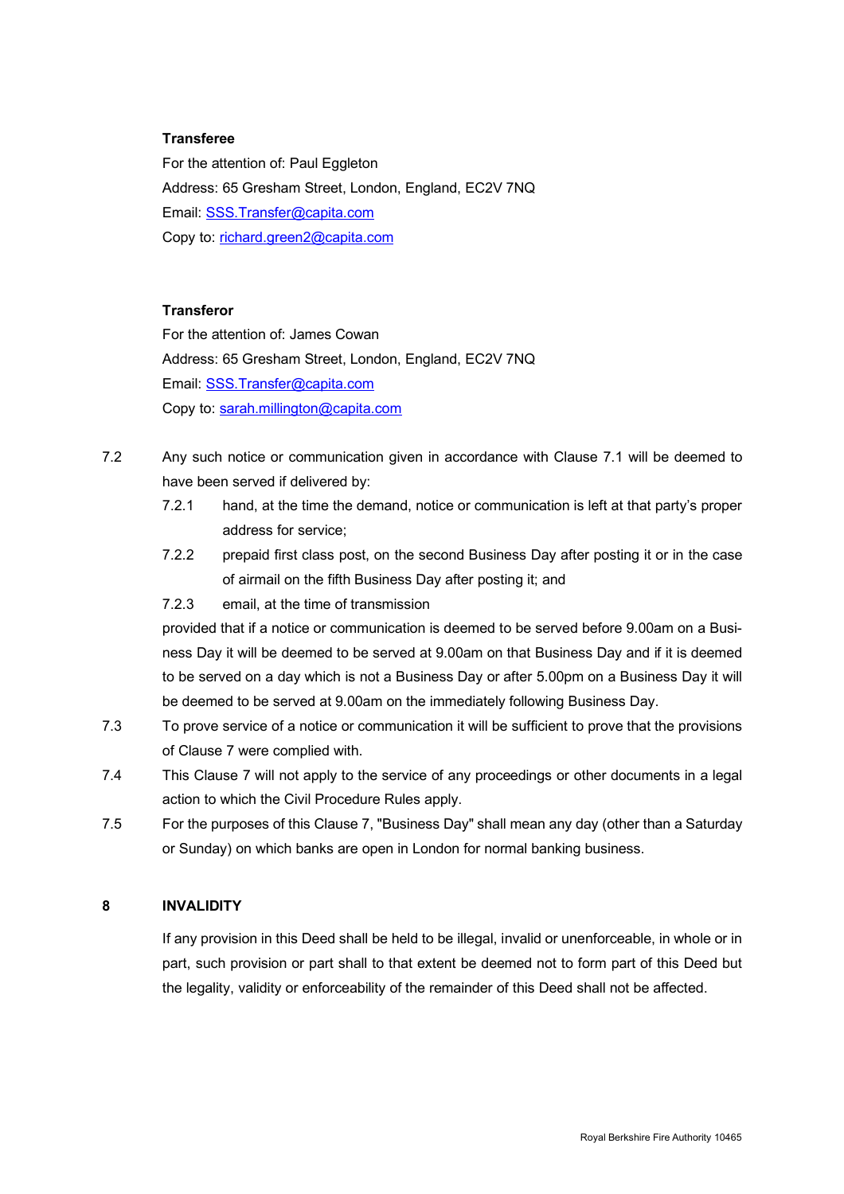**Transferee**

For the attention of: Paul Eggleton

Address: 65 Gresham Street, London, England, EC2V 7NQ

Email: SSS.Transfer@capita.com

Copy to: richard.green2@capita.com

**Transferor**

For the attention of: James Cowan

Address: 65 Gresham Street, London, England, EC2V 7NQ

Email: SSS.Transfer@capita.com

Copy to: sarah.millington@capita.com

7.2 Any such notice or communication given in accordance with Clause 7.1 will be deemed to have been served if delivered by:

7.2.1 hand, at the time the demand, notice or communication is left at that party's proper address for service;

7.2.2 prepaid first class post, on the second Business Day after posting it or in the case of airmail on the fifth Business Day after posting it; and

7.2.3 email, at the time of transmission

provided that if a notice or communication is deemed to be served before 9.00am on a Business Day it will be deemed to be served at 9.00am on that Business Day and if it is deemed to be served on a day which is not a Business Day or after 5.00pm on a Business Day it will be deemed to be served at 9.00am on the immediately following Business Day.

7.3 To prove service of a notice or communication it will be sufficient to prove that the provisions of Clause 7 were complied with.

7.4 This Clause 7 will not apply to the service of any proceedings or other documents in a legal action to which the Civil Procedure Rules apply.

7.5 For the purposes of this Clause 7, "Business Day" shall mean any day (other than a Saturday or Sunday) on which banks are open in London for normal banking business.

## 8 INVALIDITY

If any provision in this Deed shall be held to be illegal, invalid or unenforceable, in whole or in part, such provision or part shall to that extent be deemed not to form part of this Deed but the legality, validity or enforceability of the remainder of this Deed shall not be affected.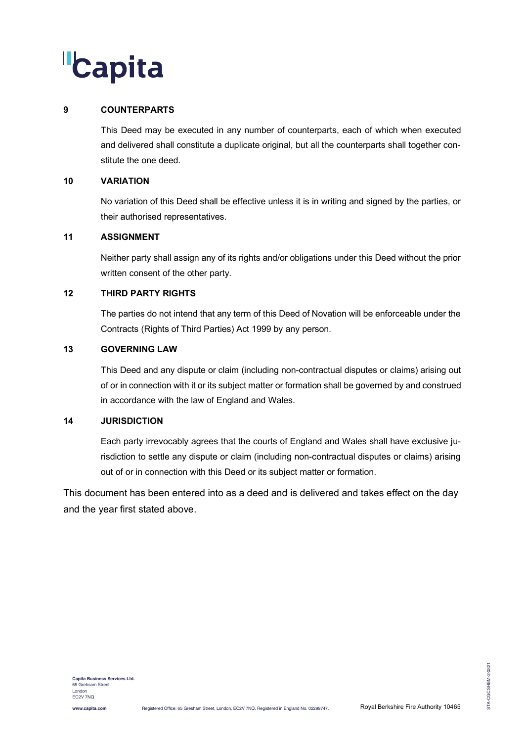## 9 COUNTERPARTS

This Deed may be executed in any number of counterparts, each of which when executed and delivered shall constitute a duplicate original, but all the counterparts shall together constitute the one deed.

## 10 VARIATION

No variation of this Deed shall be effective unless it is in writing and signed by the parties, or their authorised representatives.

## 11 ASSIGNMENT

Neither party shall assign any of its rights and/or obligations under this Deed without the prior written consent of the other party.

## 12 THIRD PARTY RIGHTS

The parties do not intend that any term of this Deed of Novation will be enforceable under the Contracts (Rights of Third Parties) Act 1999 by any person.

## 13 GOVERNING LAW

This Deed and any dispute or claim (including non-contractual disputes or claims) arising out of or in connection with it or its subject matter or formation shall be governed by and construed in accordance with the law of England and Wales.

## 14 JURISDICTION

Each party irrevocably agrees that the courts of England and Wales shall have exclusive jurisdiction to settle any dispute or claim (including non-contractual disputes or claims) arising out of or in connection with this Deed or its subject matter or formation.

This document has been entered into as a deed and is delivered and takes effect on the day and the year first stated above.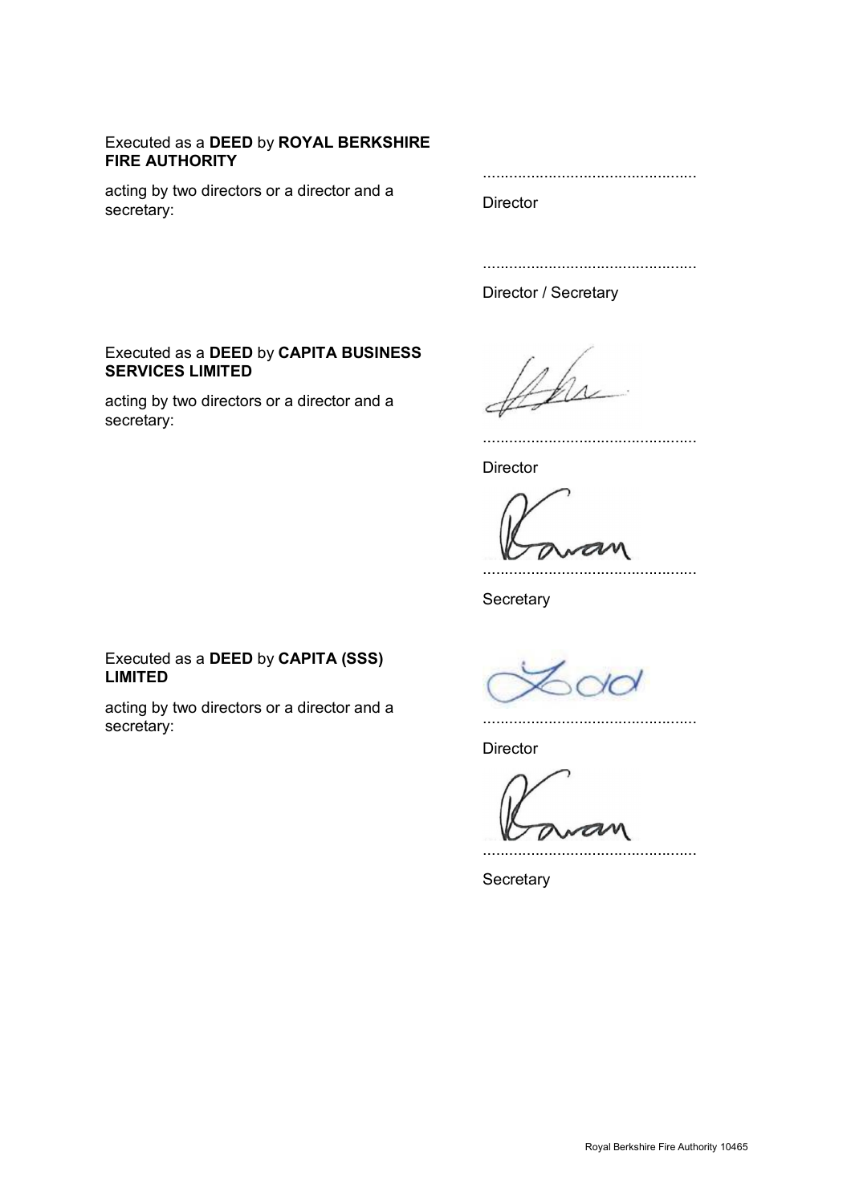Executed as a **DEED** by **ROYAL BERKSHIRE FIRE AUTHORITY**

acting by two directors or a director and a secretary:

.................................................

Director

.................................................

Director / Secretary

Executed as a **DEED** by **CAPITA BUSINESS SERVICES LIMITED**

acting by two directors or a director and a secretary:

.................................................

Director

.................................................

Secretary

Executed as a **DEED** by **CAPITA (SSS) LIMITED**

acting by two directors or a director and a secretary:

.................................................

Director

.................................................

Secretary

Royal Berkshire Fire Authority 10465